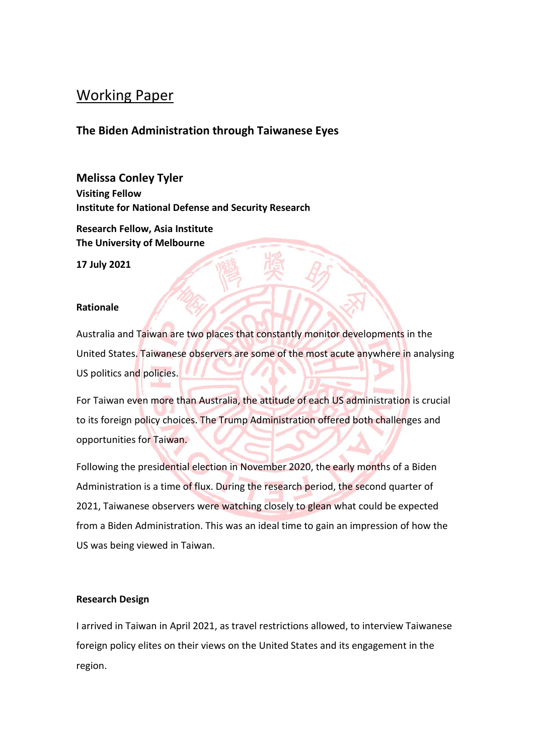# Working Paper

## The Biden Administration through Taiwanese Eyes

**Melissa Conley Tyler**
**Visiting Fellow**
**Institute for National Defense and Security Research**

**Research Fellow, Asia Institute**
**The University of Melbourne**

**17 July 2021**

### Rationale

Australia and Taiwan are two places that constantly monitor developments in the United States. Taiwanese observers are some of the most acute anywhere in analysing US politics and policies.

For Taiwan even more than Australia, the attitude of each US administration is crucial to its foreign policy choices. The Trump Administration offered both challenges and opportunities for Taiwan.

Following the presidential election in November 2020, the early months of a Biden Administration is a time of flux. During the research period, the second quarter of 2021, Taiwanese observers were watching closely to glean what could be expected from a Biden Administration. This was an ideal time to gain an impression of how the US was being viewed in Taiwan.

### Research Design

I arrived in Taiwan in April 2021, as travel restrictions allowed, to interview Taiwanese foreign policy elites on their views on the United States and its engagement in the region.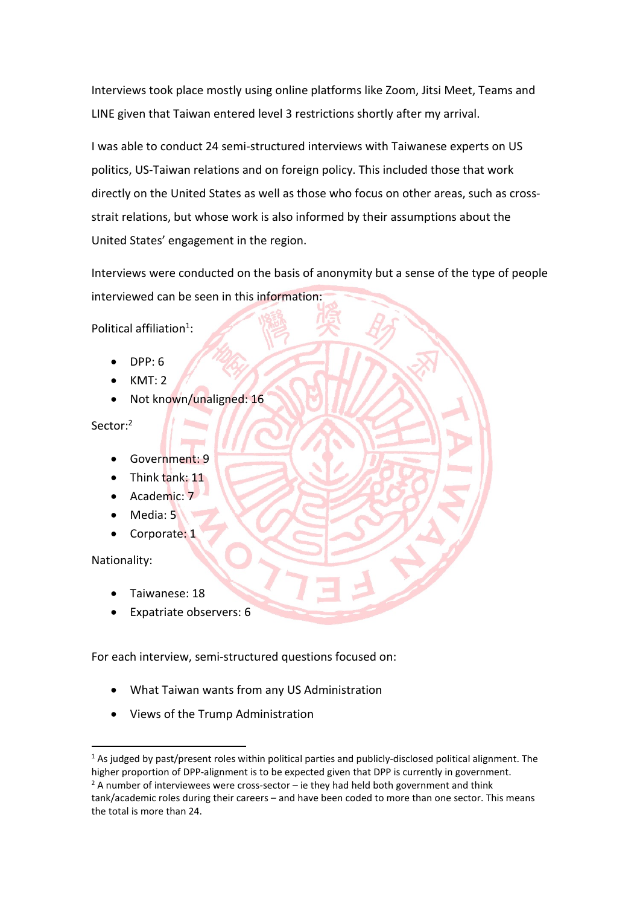Interviews took place mostly using online platforms like Zoom, Jitsi Meet, Teams and LINE given that Taiwan entered level 3 restrictions shortly after my arrival.

I was able to conduct 24 semi-structured interviews with Taiwanese experts on US politics, US-Taiwan relations and on foreign policy. This included those that work directly on the United States as well as those who focus on other areas, such as cross-strait relations, but whose work is also informed by their assumptions about the United States' engagement in the region.

Interviews were conducted on the basis of anonymity but a sense of the type of people interviewed can be seen in this information:

Political affiliation[1]:

- DPP: 6
- KMT: 2
- Not known/unaligned: 16

Sector:[2]

- Government: 9
- Think tank: 11
- Academic: 7
- Media: 5
- Corporate: 1

Nationality:

- Taiwanese: 18
- Expatriate observers: 6

For each interview, semi-structured questions focused on:

- What Taiwan wants from any US Administration
- Views of the Trump Administration

---

[1] As judged by past/present roles within political parties and publicly-disclosed political alignment. The higher proportion of DPP-alignment is to be expected given that DPP is currently in government.

[2] A number of interviewees were cross-sector – ie they had held both government and think tank/academic roles during their careers – and have been coded to more than one sector. This means the total is more than 24.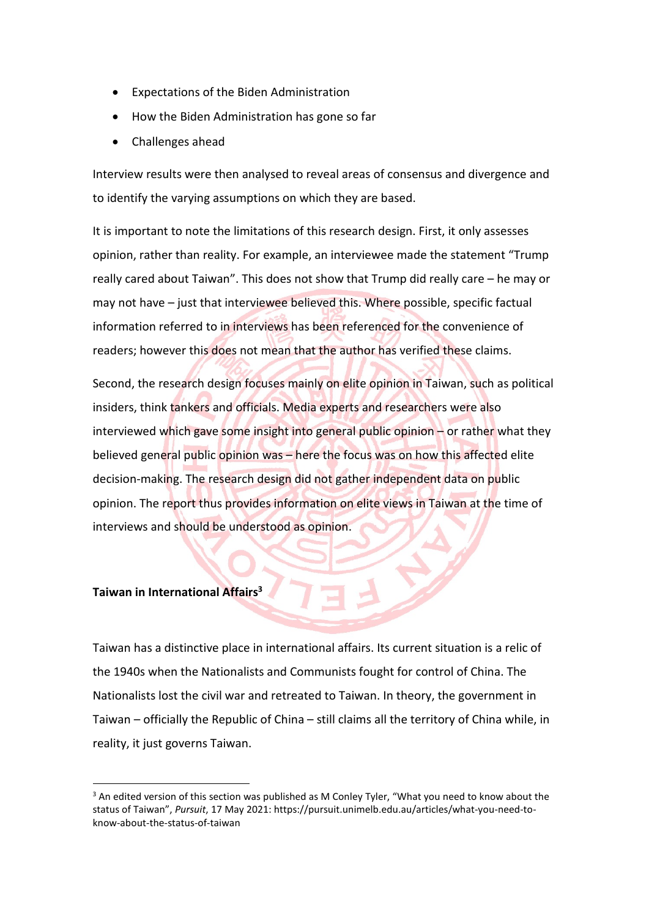- Expectations of the Biden Administration
- How the Biden Administration has gone so far
- Challenges ahead

Interview results were then analysed to reveal areas of consensus and divergence and to identify the varying assumptions on which they are based.

It is important to note the limitations of this research design. First, it only assesses opinion, rather than reality. For example, an interviewee made the statement "Trump really cared about Taiwan". This does not show that Trump did really care – he may or may not have – just that interviewee believed this. Where possible, specific factual information referred to in interviews has been referenced for the convenience of readers; however this does not mean that the author has verified these claims.

Second, the research design focuses mainly on elite opinion in Taiwan, such as political insiders, think tankers and officials. Media experts and researchers were also interviewed which gave some insight into general public opinion – or rather what they believed general public opinion was – here the focus was on how this affected elite decision-making. The research design did not gather independent data on public opinion. The report thus provides information on elite views in Taiwan at the time of interviews and should be understood as opinion.

## Taiwan in International Affairs[3]

Taiwan has a distinctive place in international affairs. Its current situation is a relic of the 1940s when the Nationalists and Communists fought for control of China. The Nationalists lost the civil war and retreated to Taiwan. In theory, the government in Taiwan – officially the Republic of China – still claims all the territory of China while, in reality, it just governs Taiwan.

[3] An edited version of this section was published as M Conley Tyler, "What you need to know about the status of Taiwan", *Pursuit*, 17 May 2021: https://pursuit.unimelb.edu.au/articles/what-you-need-to-know-about-the-status-of-taiwan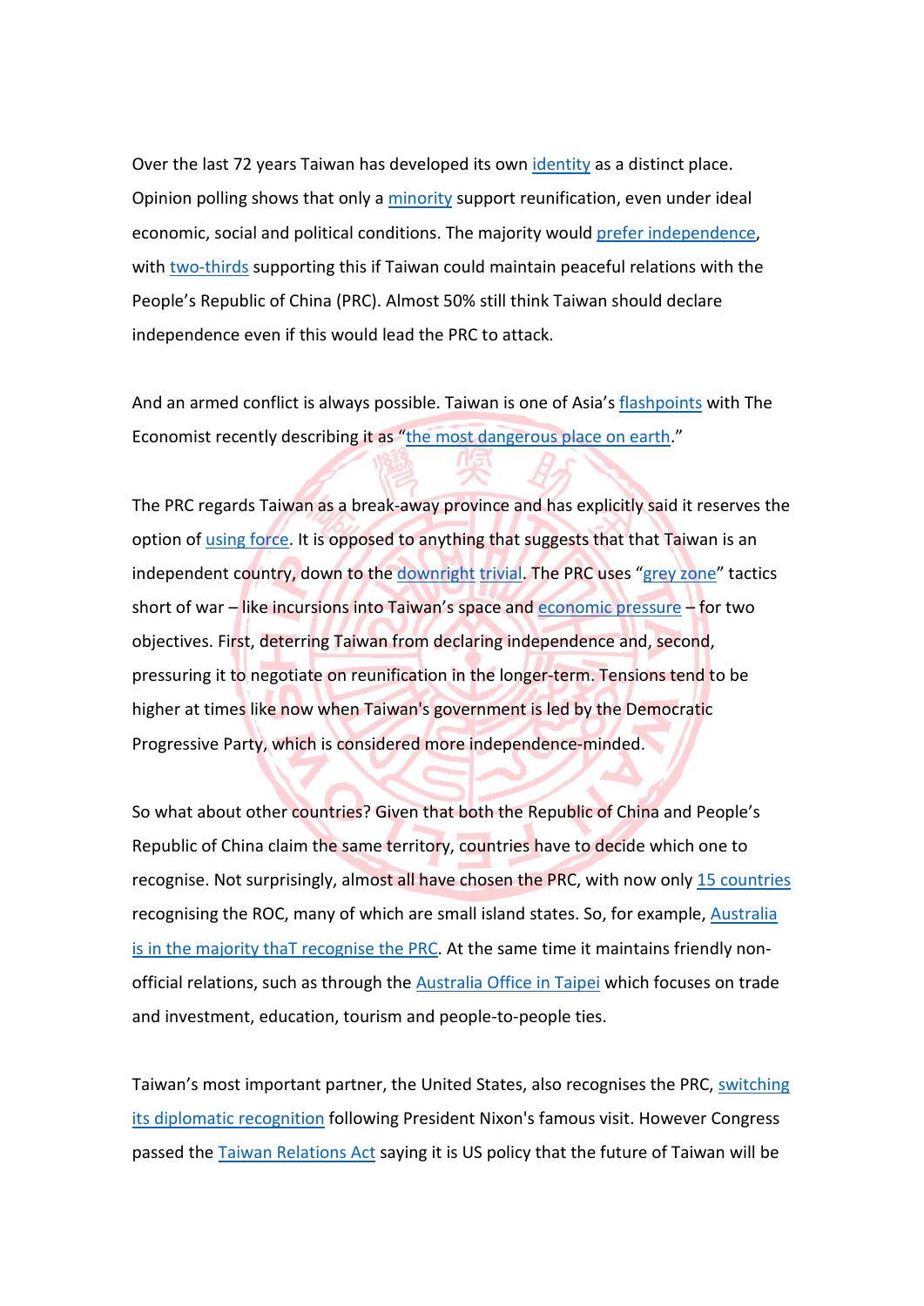Over the last 72 years Taiwan has developed its own identity as a distinct place. Opinion polling shows that only a minority support reunification, even under ideal economic, social and political conditions. The majority would prefer independence, with two-thirds supporting this if Taiwan could maintain peaceful relations with the People's Republic of China (PRC). Almost 50% still think Taiwan should declare independence even if this would lead the PRC to attack.

And an armed conflict is always possible. Taiwan is one of Asia's flashpoints with The Economist recently describing it as "the most dangerous place on earth."

The PRC regards Taiwan as a break-away province and has explicitly said it reserves the option of using force. It is opposed to anything that suggests that that Taiwan is an independent country, down to the downright trivial. The PRC uses "grey zone" tactics short of war – like incursions into Taiwan's space and economic pressure – for two objectives. First, deterring Taiwan from declaring independence and, second, pressuring it to negotiate on reunification in the longer-term. Tensions tend to be higher at times like now when Taiwan's government is led by the Democratic Progressive Party, which is considered more independence-minded.

So what about other countries? Given that both the Republic of China and People's Republic of China claim the same territory, countries have to decide which one to recognise. Not surprisingly, almost all have chosen the PRC, with now only 15 countries recognising the ROC, many of which are small island states. So, for example, Australia is in the majority thaT recognise the PRC. At the same time it maintains friendly non-official relations, such as through the Australia Office in Taipei which focuses on trade and investment, education, tourism and people-to-people ties.

Taiwan's most important partner, the United States, also recognises the PRC, switching its diplomatic recognition following President Nixon's famous visit. However Congress passed the Taiwan Relations Act saying it is US policy that the future of Taiwan will be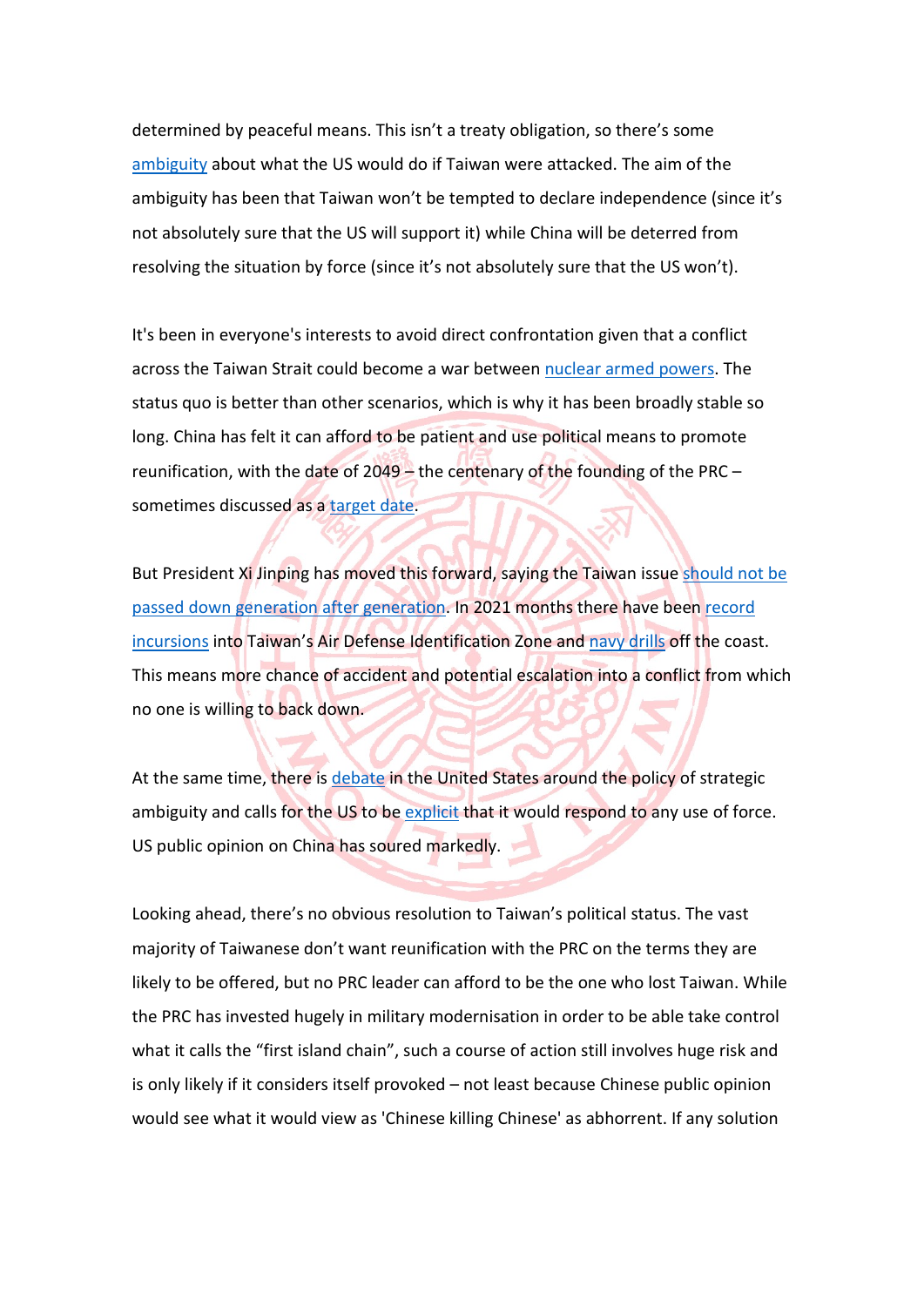determined by peaceful means. This isn't a treaty obligation, so there's some ambiguity about what the US would do if Taiwan were attacked. The aim of the ambiguity has been that Taiwan won't be tempted to declare independence (since it's not absolutely sure that the US will support it) while China will be deterred from resolving the situation by force (since it's not absolutely sure that the US won't).

It's been in everyone's interests to avoid direct confrontation given that a conflict across the Taiwan Strait could become a war between nuclear armed powers. The status quo is better than other scenarios, which is why it has been broadly stable so long. China has felt it can afford to be patient and use political means to promote reunification, with the date of 2049 – the centenary of the founding of the PRC – sometimes discussed as a target date.

But President Xi Jinping has moved this forward, saying the Taiwan issue should not be passed down generation after generation. In 2021 months there have been record incursions into Taiwan's Air Defense Identification Zone and navy drills off the coast. This means more chance of accident and potential escalation into a conflict from which no one is willing to back down.

At the same time, there is debate in the United States around the policy of strategic ambiguity and calls for the US to be explicit that it would respond to any use of force. US public opinion on China has soured markedly.

Looking ahead, there's no obvious resolution to Taiwan's political status. The vast majority of Taiwanese don't want reunification with the PRC on the terms they are likely to be offered, but no PRC leader can afford to be the one who lost Taiwan. While the PRC has invested hugely in military modernisation in order to be able take control what it calls the "first island chain", such a course of action still involves huge risk and is only likely if it considers itself provoked – not least because Chinese public opinion would see what it would view as 'Chinese killing Chinese' as abhorrent. If any solution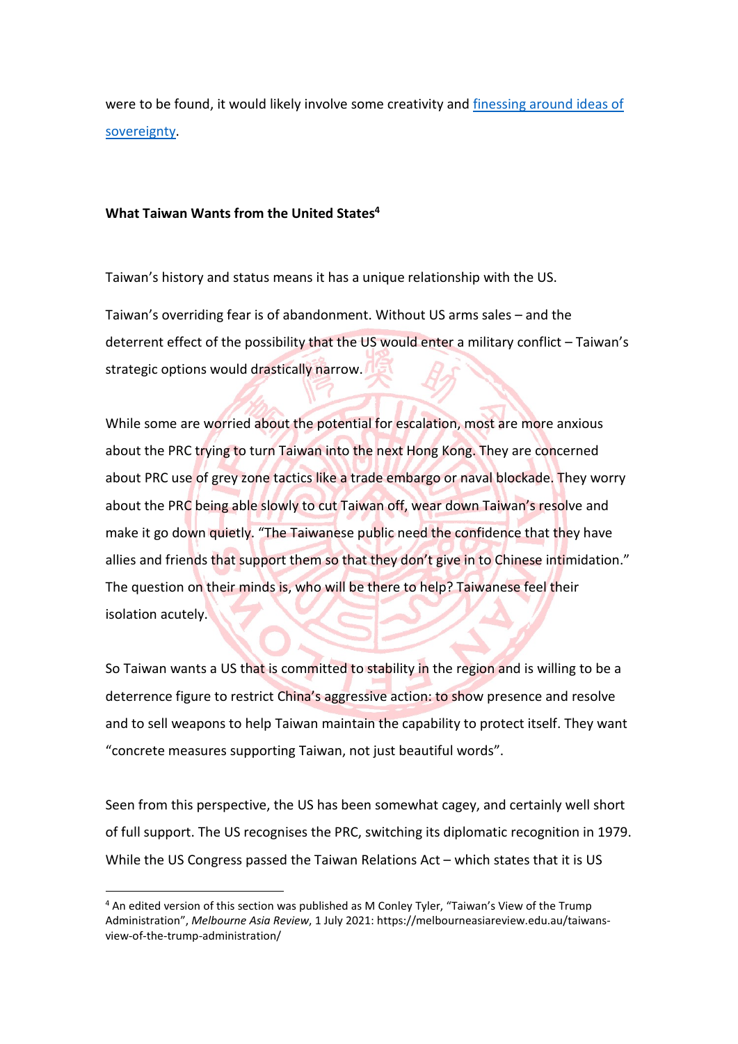were to be found, it would likely involve some creativity and [finessing around ideas of sovereignty](#).

**What Taiwan Wants from the United States[4]**

Taiwan's history and status means it has a unique relationship with the US.

Taiwan's overriding fear is of abandonment. Without US arms sales – and the deterrent effect of the possibility that the US would enter a military conflict – Taiwan's strategic options would drastically narrow.

While some are worried about the potential for escalation, most are more anxious about the PRC trying to turn Taiwan into the next Hong Kong. They are concerned about PRC use of grey zone tactics like a trade embargo or naval blockade. They worry about the PRC being able slowly to cut Taiwan off, wear down Taiwan's resolve and make it go down quietly. "The Taiwanese public need the confidence that they have allies and friends that support them so that they don't give in to Chinese intimidation." The question on their minds is, who will be there to help? Taiwanese feel their isolation acutely.

So Taiwan wants a US that is committed to stability in the region and is willing to be a deterrence figure to restrict China's aggressive action: to show presence and resolve and to sell weapons to help Taiwan maintain the capability to protect itself. They want "concrete measures supporting Taiwan, not just beautiful words".

Seen from this perspective, the US has been somewhat cagey, and certainly well short of full support. The US recognises the PRC, switching its diplomatic recognition in 1979. While the US Congress passed the Taiwan Relations Act – which states that it is US

---

[4] An edited version of this section was published as M Conley Tyler, "Taiwan's View of the Trump Administration", *Melbourne Asia Review*, 1 July 2021: https://melbourneasiareview.edu.au/taiwans-view-of-the-trump-administration/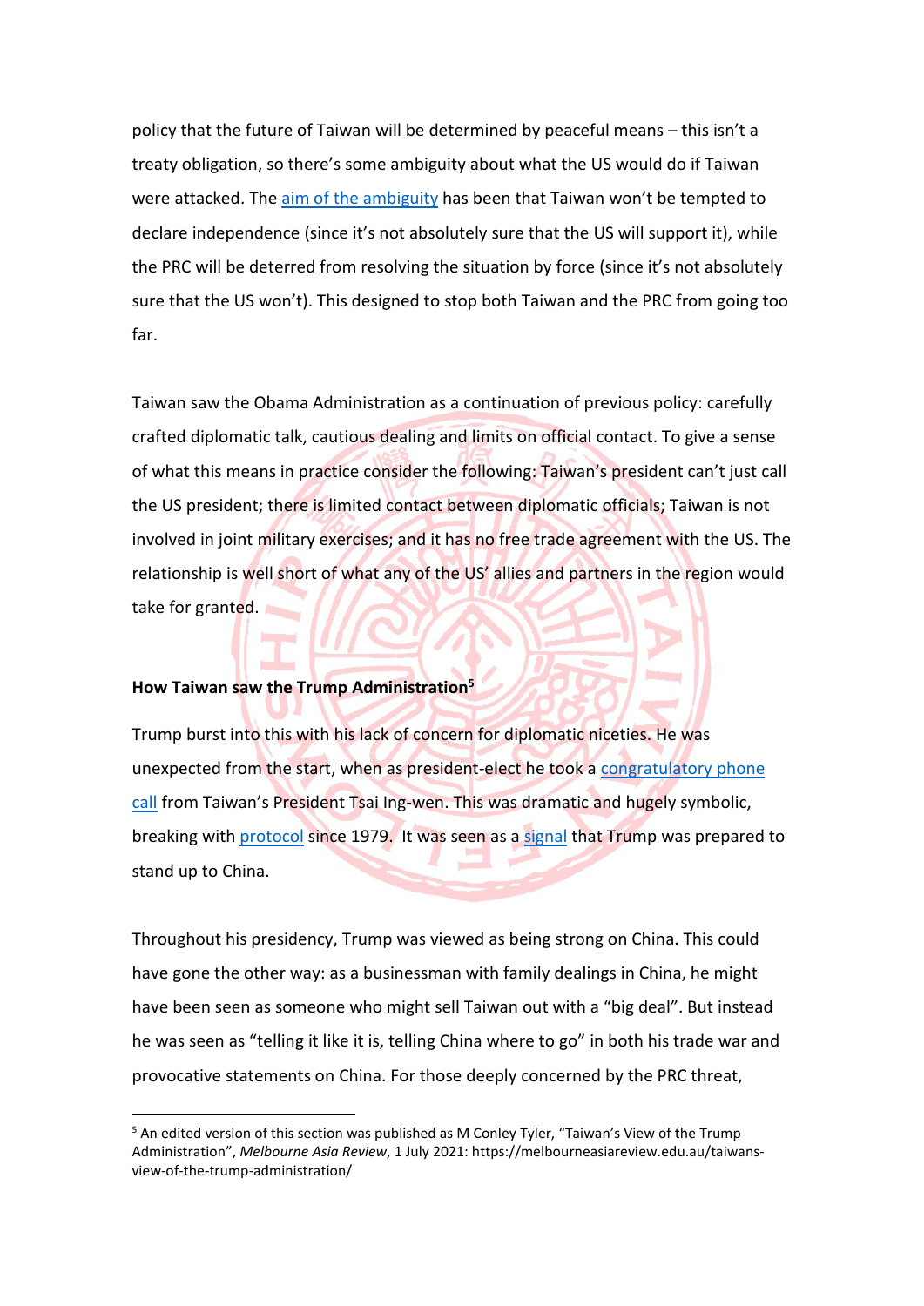policy that the future of Taiwan will be determined by peaceful means – this isn't a treaty obligation, so there's some ambiguity about what the US would do if Taiwan were attacked. The [aim of the ambiguity] has been that Taiwan won't be tempted to declare independence (since it's not absolutely sure that the US will support it), while the PRC will be deterred from resolving the situation by force (since it's not absolutely sure that the US won't). This designed to stop both Taiwan and the PRC from going too far.

Taiwan saw the Obama Administration as a continuation of previous policy: carefully crafted diplomatic talk, cautious dealing and limits on official contact. To give a sense of what this means in practice consider the following: Taiwan's president can't just call the US president; there is limited contact between diplomatic officials; Taiwan is not involved in joint military exercises; and it has no free trade agreement with the US. The relationship is well short of what any of the US' allies and partners in the region would take for granted.

**How Taiwan saw the Trump Administration**[5]

Trump burst into this with his lack of concern for diplomatic niceties. He was unexpected from the start, when as president-elect he took a congratulatory phone call from Taiwan's President Tsai Ing-wen. This was dramatic and hugely symbolic, breaking with protocol since 1979. It was seen as a signal that Trump was prepared to stand up to China.

Throughout his presidency, Trump was viewed as being strong on China. This could have gone the other way: as a businessman with family dealings in China, he might have been seen as someone who might sell Taiwan out with a "big deal". But instead he was seen as "telling it like it is, telling China where to go" in both his trade war and provocative statements on China. For those deeply concerned by the PRC threat,

[5] An edited version of this section was published as M Conley Tyler, "Taiwan's View of the Trump Administration", *Melbourne Asia Review*, 1 July 2021: https://melbourneasiareview.edu.au/taiwans-view-of-the-trump-administration/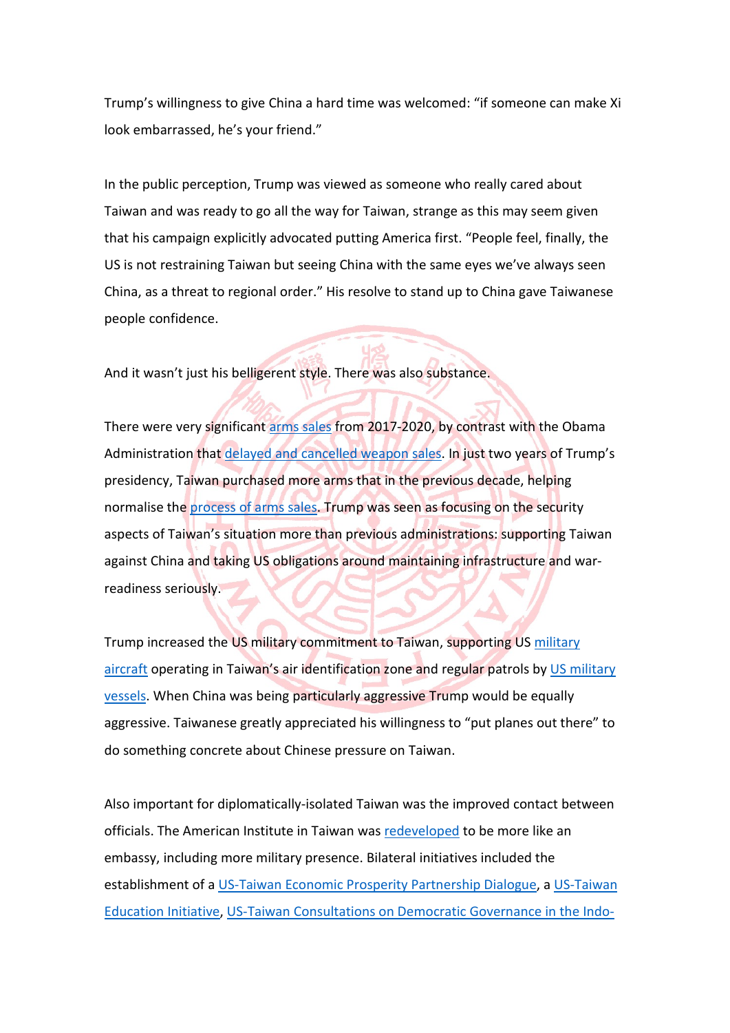Trump's willingness to give China a hard time was welcomed: "if someone can make Xi look embarrassed, he's your friend."

In the public perception, Trump was viewed as someone who really cared about Taiwan and was ready to go all the way for Taiwan, strange as this may seem given that his campaign explicitly advocated putting America first. "People feel, finally, the US is not restraining Taiwan but seeing China with the same eyes we've always seen China, as a threat to regional order." His resolve to stand up to China gave Taiwanese people confidence.

And it wasn't just his belligerent style. There was also substance.

There were very significant arms sales from 2017-2020, by contrast with the Obama Administration that delayed and cancelled weapon sales. In just two years of Trump's presidency, Taiwan purchased more arms that in the previous decade, helping normalise the process of arms sales. Trump was seen as focusing on the security aspects of Taiwan's situation more than previous administrations: supporting Taiwan against China and taking US obligations around maintaining infrastructure and war-readiness seriously.

Trump increased the US military commitment to Taiwan, supporting US military aircraft operating in Taiwan's air identification zone and regular patrols by US military vessels. When China was being particularly aggressive Trump would be equally aggressive. Taiwanese greatly appreciated his willingness to "put planes out there" to do something concrete about Chinese pressure on Taiwan.

Also important for diplomatically-isolated Taiwan was the improved contact between officials. The American Institute in Taiwan was redeveloped to be more like an embassy, including more military presence. Bilateral initiatives included the establishment of a US-Taiwan Economic Prosperity Partnership Dialogue, a US-Taiwan Education Initiative, US-Taiwan Consultations on Democratic Governance in the Indo-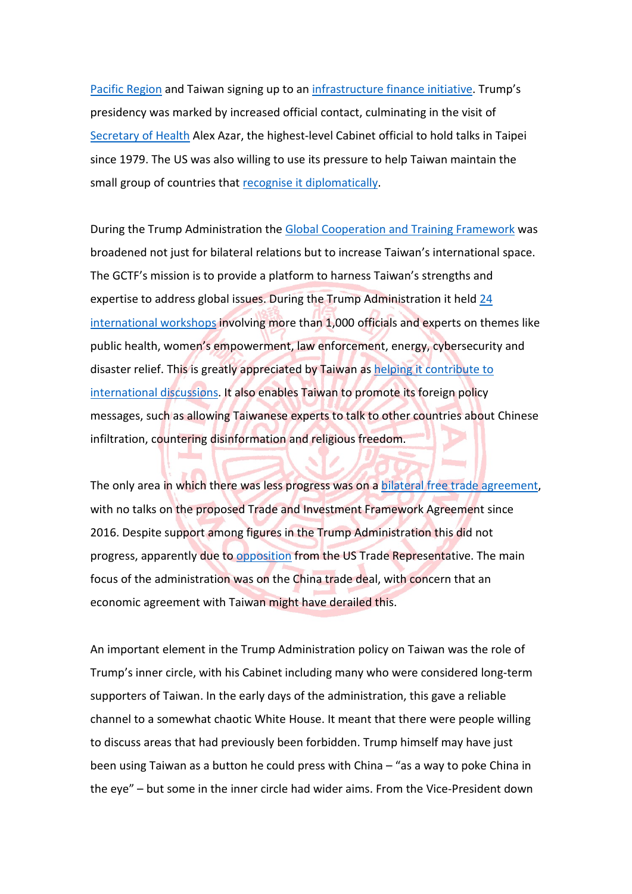Pacific Region and Taiwan signing up to an infrastructure finance initiative. Trump's presidency was marked by increased official contact, culminating in the visit of Secretary of Health Alex Azar, the highest-level Cabinet official to hold talks in Taipei since 1979. The US was also willing to use its pressure to help Taiwan maintain the small group of countries that recognise it diplomatically.

During the Trump Administration the Global Cooperation and Training Framework was broadened not just for bilateral relations but to increase Taiwan's international space. The GCTF's mission is to provide a platform to harness Taiwan's strengths and expertise to address global issues. During the Trump Administration it held 24 international workshops involving more than 1,000 officials and experts on themes like public health, women's empowerment, law enforcement, energy, cybersecurity and disaster relief. This is greatly appreciated by Taiwan as helping it contribute to international discussions. It also enables Taiwan to promote its foreign policy messages, such as allowing Taiwanese experts to talk to other countries about Chinese infiltration, countering disinformation and religious freedom.

The only area in which there was less progress was on a bilateral free trade agreement, with no talks on the proposed Trade and Investment Framework Agreement since 2016. Despite support among figures in the Trump Administration this did not progress, apparently due to opposition from the US Trade Representative. The main focus of the administration was on the China trade deal, with concern that an economic agreement with Taiwan might have derailed this.

An important element in the Trump Administration policy on Taiwan was the role of Trump's inner circle, with his Cabinet including many who were considered long-term supporters of Taiwan. In the early days of the administration, this gave a reliable channel to a somewhat chaotic White House. It meant that there were people willing to discuss areas that had previously been forbidden. Trump himself may have just been using Taiwan as a button he could press with China – "as a way to poke China in the eye" – but some in the inner circle had wider aims. From the Vice-President down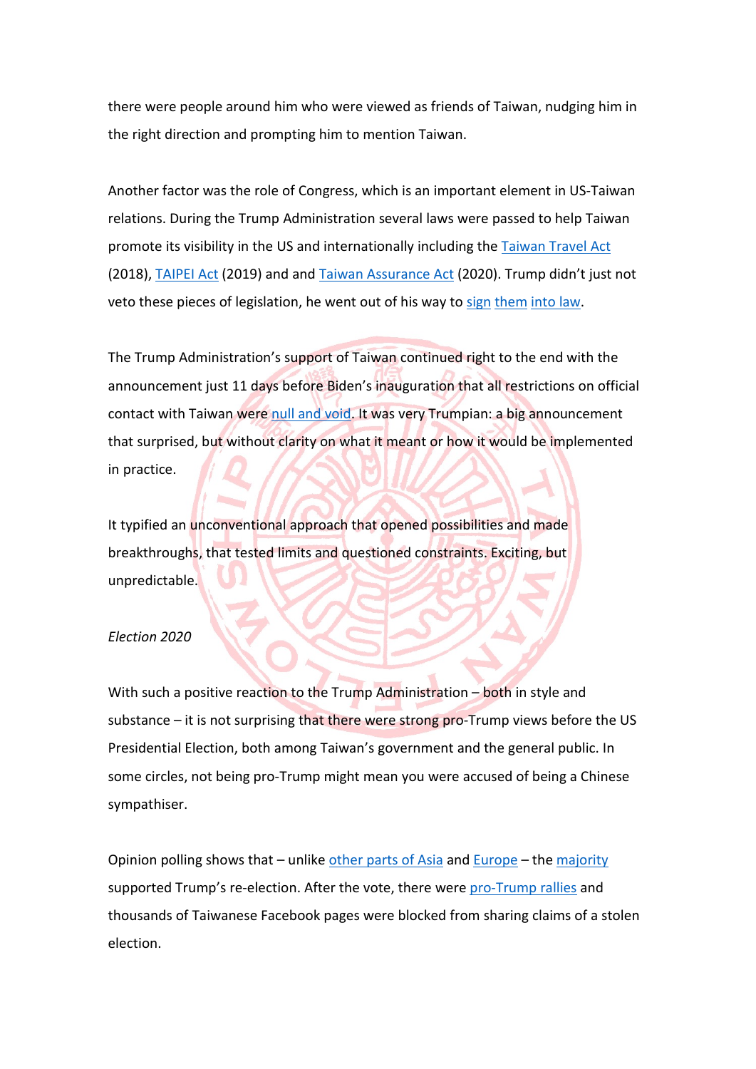there were people around him who were viewed as friends of Taiwan, nudging him in the right direction and prompting him to mention Taiwan.

Another factor was the role of Congress, which is an important element in US-Taiwan relations. During the Trump Administration several laws were passed to help Taiwan promote its visibility in the US and internationally including the Taiwan Travel Act (2018), TAIPEI Act (2019) and and Taiwan Assurance Act (2020). Trump didn't just not veto these pieces of legislation, he went out of his way to sign them into law.

The Trump Administration's support of Taiwan continued right to the end with the announcement just 11 days before Biden's inauguration that all restrictions on official contact with Taiwan were null and void. It was very Trumpian: a big announcement that surprised, but without clarity on what it meant or how it would be implemented in practice.

It typified an unconventional approach that opened possibilities and made breakthroughs, that tested limits and questioned constraints. Exciting, but unpredictable.

*Election 2020*

With such a positive reaction to the Trump Administration – both in style and substance – it is not surprising that there strong pro-Trump views before the US Presidential Election, both among Taiwan's government and the general public. In some circles, not being pro-Trump might mean you were accused of being a Chinese sympathiser.

Opinion polling shows that – unlike other parts of Asia and Europe – the majority supported Trump's re-election. After the vote, there were pro-Trump rallies and thousands of Taiwanese Facebook pages were blocked from sharing claims of a stolen election.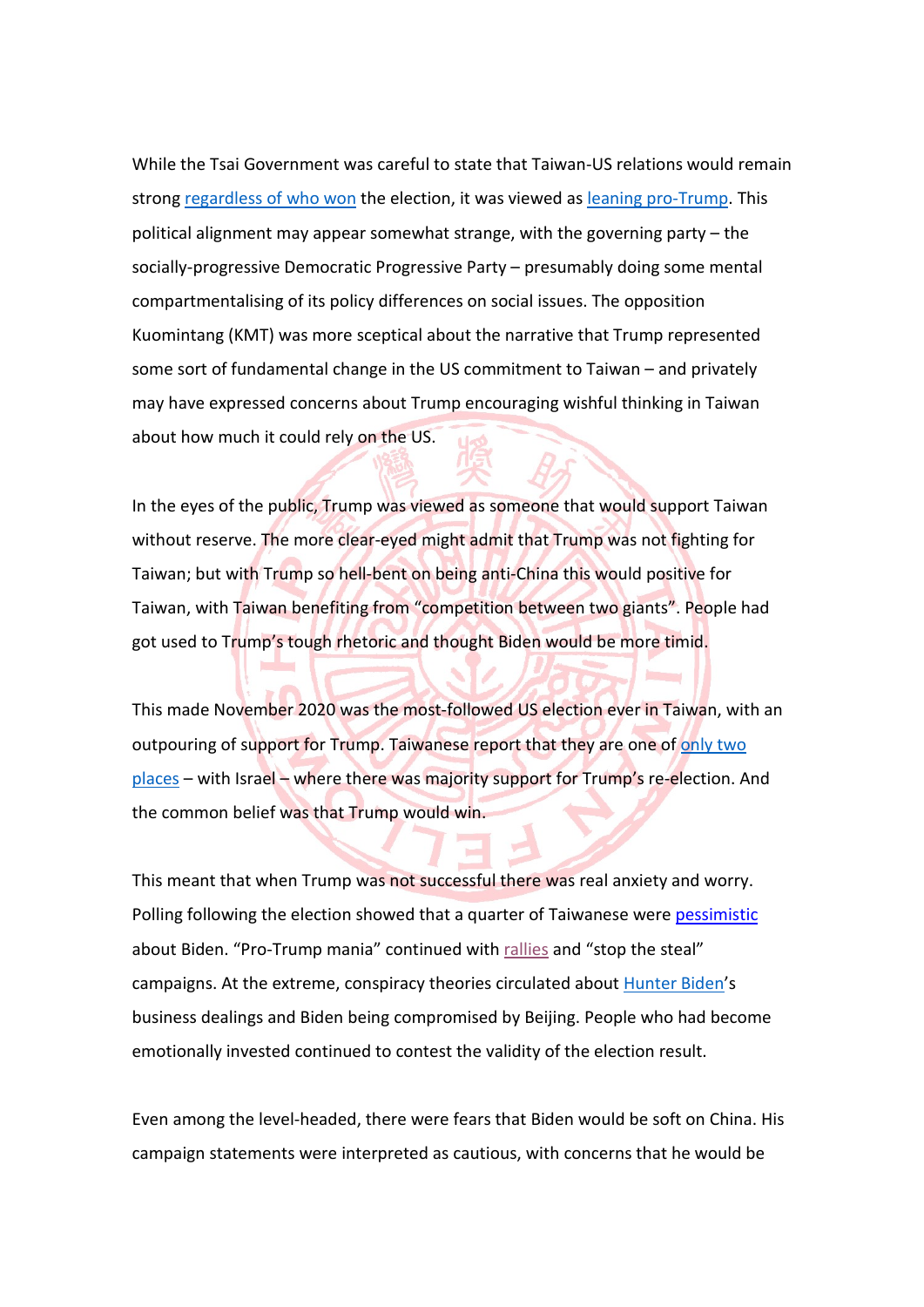While the Tsai Government was careful to state that Taiwan-US relations would remain strong regardless of who won the election, it was viewed as leaning pro-Trump. This political alignment may appear somewhat strange, with the governing party – the socially-progressive Democratic Progressive Party – presumably doing some mental compartmentalising of its policy differences on social issues. The opposition Kuomintang (KMT) was more sceptical about the narrative that Trump represented some sort of fundamental change in the US commitment to Taiwan – and privately may have expressed concerns about Trump encouraging wishful thinking in Taiwan about how much it could rely on the US.

In the eyes of the public, Trump was viewed as someone that would support Taiwan without reserve. The more clear-eyed might admit that Trump was not fighting for Taiwan; but with Trump so hell-bent on being anti-China this would positive for Taiwan, with Taiwan benefiting from "competition between two giants". People had got used to Trump's tough rhetoric and thought Biden would be more timid.

This made November 2020 was the most-followed US election ever in Taiwan, with an outpouring of support for Trump. Taiwanese report that they are one of only two places – with Israel – where there was majority support for Trump's re-election. And the common belief was that Trump would win.

This meant that when Trump was not successful there was real anxiety and worry. Polling following the election showed that a quarter of Taiwanese were pessimistic about Biden. "Pro-Trump mania" continued with rallies and "stop the steal" campaigns. At the extreme, conspiracy theories circulated about Hunter Biden's business dealings and Biden being compromised by Beijing. People who had become emotionally invested continued to contest the validity of the election result.

Even among the level-headed, there were fears that Biden would be soft on China. His campaign statements were interpreted as cautious, with concerns that he would be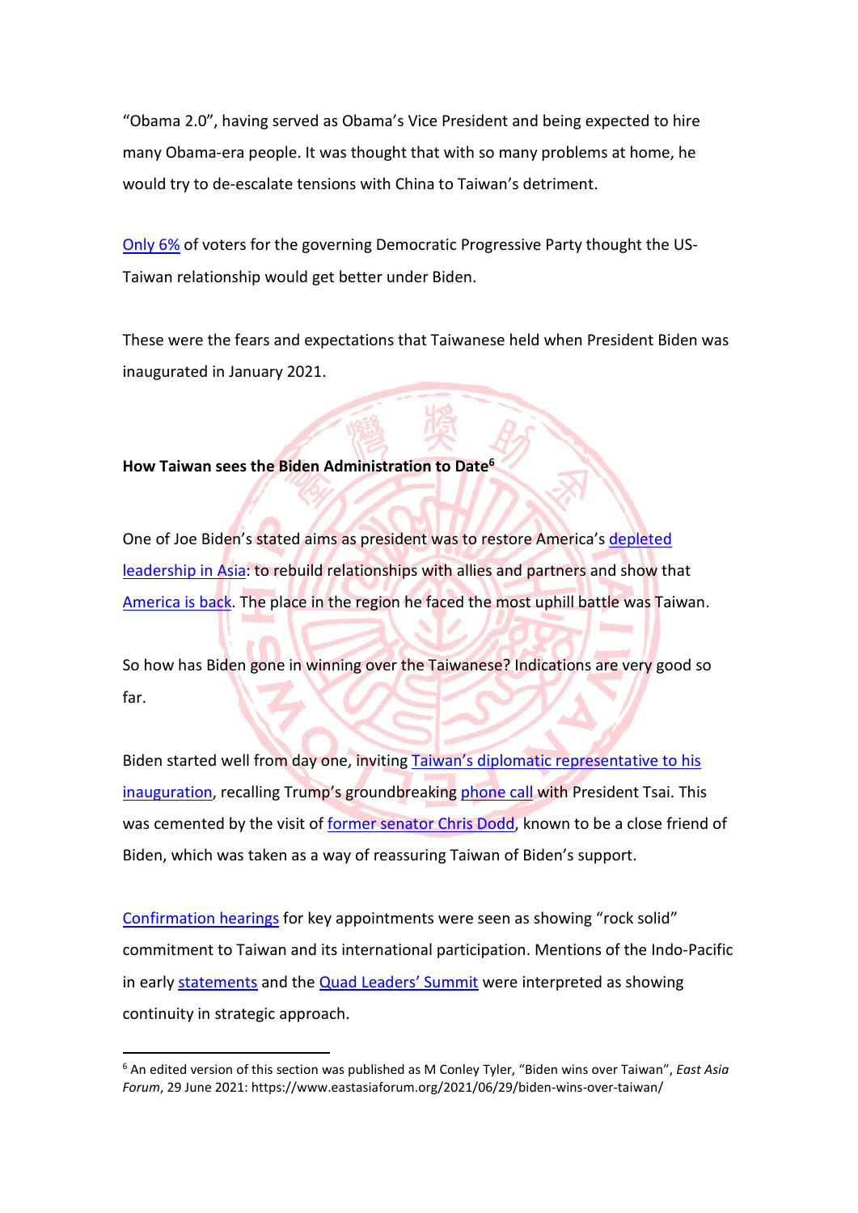"Obama 2.0", having served as Obama's Vice President and being expected to hire many Obama-era people. It was thought that with so many problems at home, he would try to de-escalate tensions with China to Taiwan's detriment.

Only 6% of voters for the governing Democratic Progressive Party thought the US-Taiwan relationship would get better under Biden.

These were the fears and expectations that Taiwanese held when President Biden was inaugurated in January 2021.

**How Taiwan sees the Biden Administration to Date**[6]

One of Joe Biden's stated aims as president was to restore America's depleted leadership in Asia: to rebuild relationships with allies and partners and show that America is back. The place in the region he faced the most uphill battle was Taiwan.

So how has Biden gone in winning over the Taiwanese? Indications are very good so far.

Biden started well from day one, inviting Taiwan's diplomatic representative to his inauguration, recalling Trump's groundbreaking phone call with President Tsai. This was cemented by the visit of former senator Chris Dodd, known to be a close friend of Biden, which was taken as a way of reassuring Taiwan of Biden's support.

Confirmation hearings for key appointments were seen as showing "rock solid" commitment to Taiwan and its international participation. Mentions of the Indo-Pacific in early statements and the Quad Leaders' Summit were interpreted as showing continuity in strategic approach.

---

[6] An edited version of this section was published as M Conley Tyler, "Biden wins over Taiwan", *East Asia Forum*, 29 June 2021: https://www.eastasiaforum.org/2021/06/29/biden-wins-over-taiwan/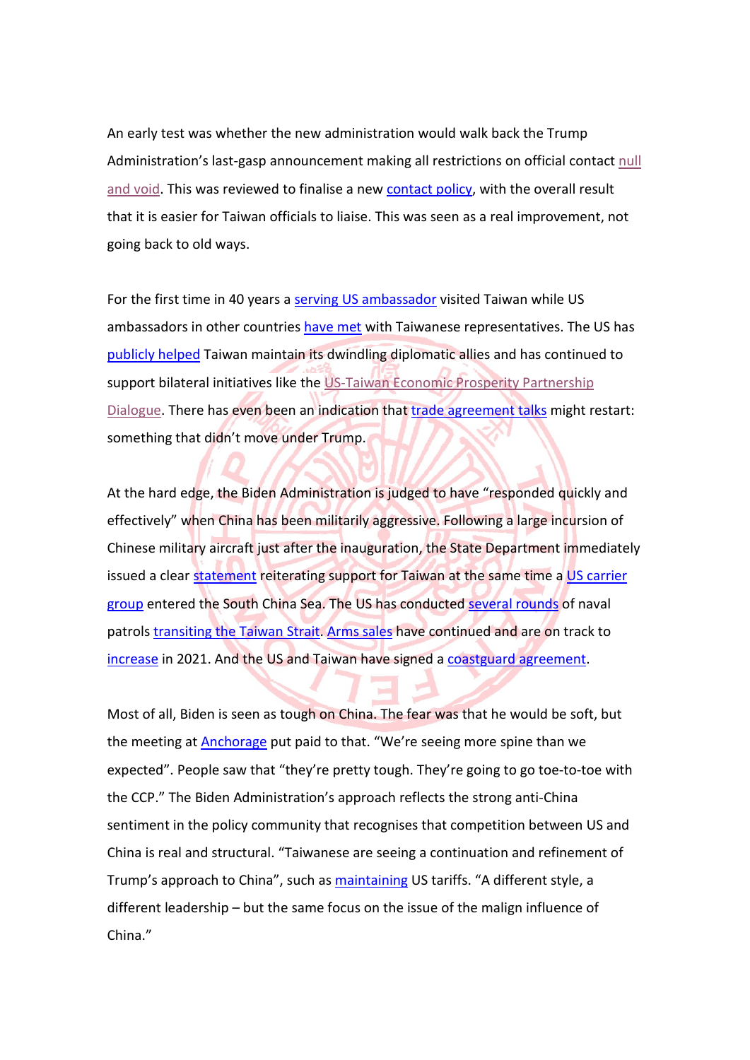An early test was whether the new administration would walk back the Trump Administration's last-gasp announcement making all restrictions on official contact null and void. This was reviewed to finalise a new contact policy, with the overall result that it is easier for Taiwan officials to liaise. This was seen as a real improvement, not going back to old ways.

For the first time in 40 years a serving US ambassador visited Taiwan while US ambassadors in other countries have met with Taiwanese representatives. The US has publicly helped Taiwan maintain its dwindling diplomatic allies and has continued to support bilateral initiatives like the US-Taiwan Economic Prosperity Partnership Dialogue. There has even been an indication that trade agreement talks might restart: something that didn't move under Trump.

At the hard edge, the Biden Administration is judged to have "responded quickly and effectively" when China has been militarily aggressive. Following a large incursion of Chinese military aircraft just after the inauguration, the State Department immediately issued a clear statement reiterating support for Taiwan at the same time a US carrier group entered the South China Sea. The US has conducted several rounds of naval patrols transiting the Taiwan Strait. Arms sales have continued and are on track to increase in 2021. And the US and Taiwan have signed a coastguard agreement.

Most of all, Biden is seen as tough on China. The fear was that he would be soft, but the meeting at Anchorage put paid to that. "We're seeing more spine than we expected". People saw that "they're pretty tough. They're going to go toe-to-toe with the CCP." The Biden Administration's approach reflects the strong anti-China sentiment in the policy community that recognises that competition between US and China is real and structural. "Taiwanese are seeing a continuation and refinement of Trump's approach to China", such as maintaining US tariffs. "A different style, a different leadership – but the same focus on the issue of the malign influence of China."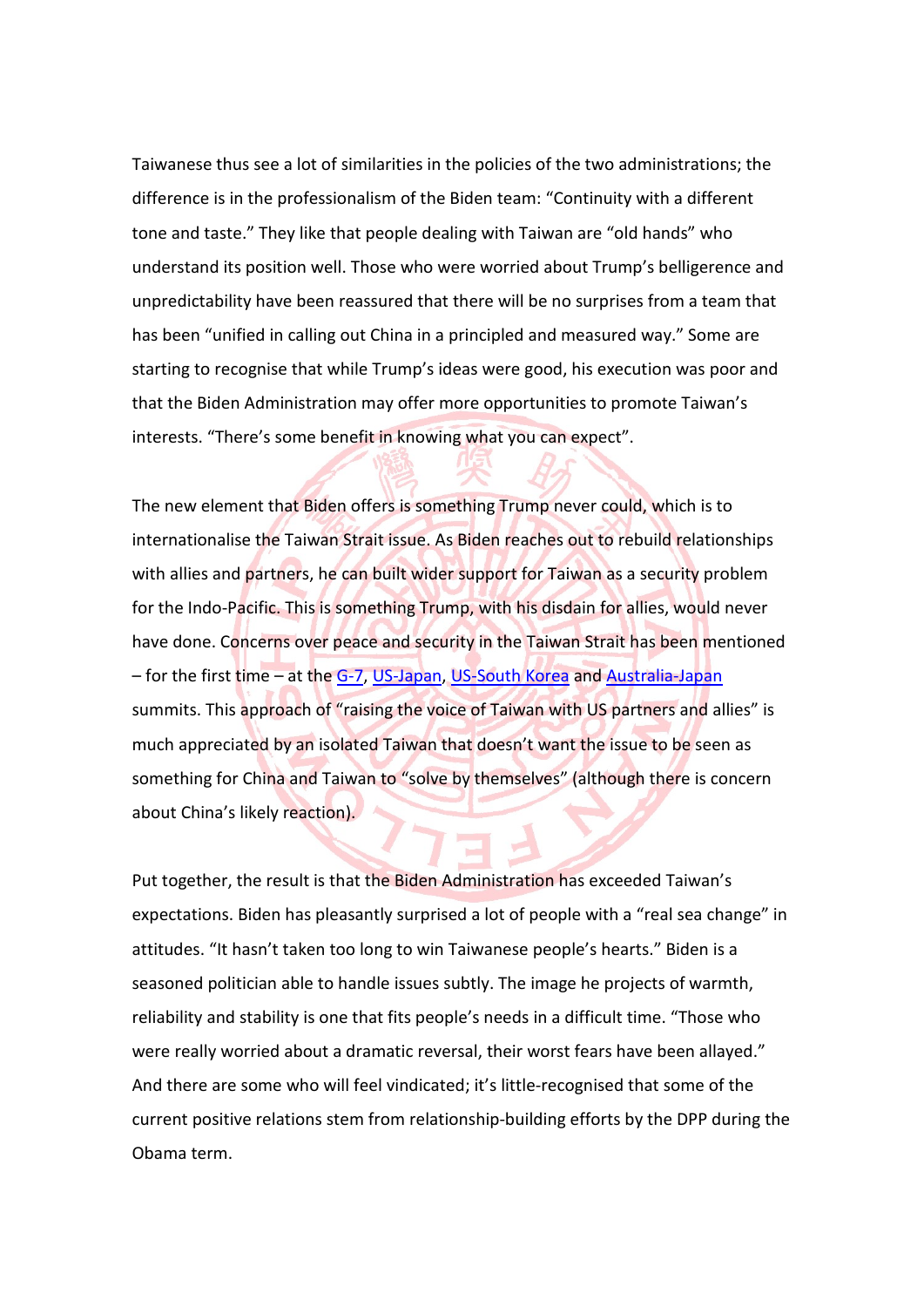Taiwanese thus see a lot of similarities in the policies of the two administrations; the difference is in the professionalism of the Biden team: "Continuity with a different tone and taste." They like that people dealing with Taiwan are "old hands" who understand its position well. Those who were worried about Trump's belligerence and unpredictability have been reassured that there will be no surprises from a team that has been "unified in calling out China in a principled and measured way." Some are starting to recognise that while Trump's ideas were good, his execution was poor and that the Biden Administration may offer more opportunities to promote Taiwan's interests. "There's some benefit in knowing what you can expect".

The new element that Biden offers is something Trump never could, which is to internationalise the Taiwan Strait issue. As Biden reaches out to rebuild relationships with allies and partners, he can built wider support for Taiwan as a security problem for the Indo-Pacific. This is something Trump, with his disdain for allies, would never have done. Concerns over peace and security in the Taiwan Strait has been mentioned – for the first time – at the G-7, US-Japan, US-South Korea and Australia-Japan summits. This approach of "raising the voice of Taiwan with US partners and allies" is much appreciated by an isolated Taiwan that doesn't want the issue to be seen as something for China and Taiwan to "solve by themselves" (although there is concern about China's likely reaction).

Put together, the result is that the Biden Administration has exceeded Taiwan's expectations. Biden has pleasantly surprised a lot of people with a "real sea change" in attitudes. "It hasn't taken too long to win Taiwanese people's hearts." Biden is a seasoned politician able to handle issues subtly. The image he projects of warmth, reliability and stability is one that fits people's needs in a difficult time. "Those who were really worried about a dramatic reversal, their worst fears have been allayed." And there are some who will feel vindicated; it's little-recognised that some of the current positive relations stem from relationship-building efforts by the DPP during the Obama term.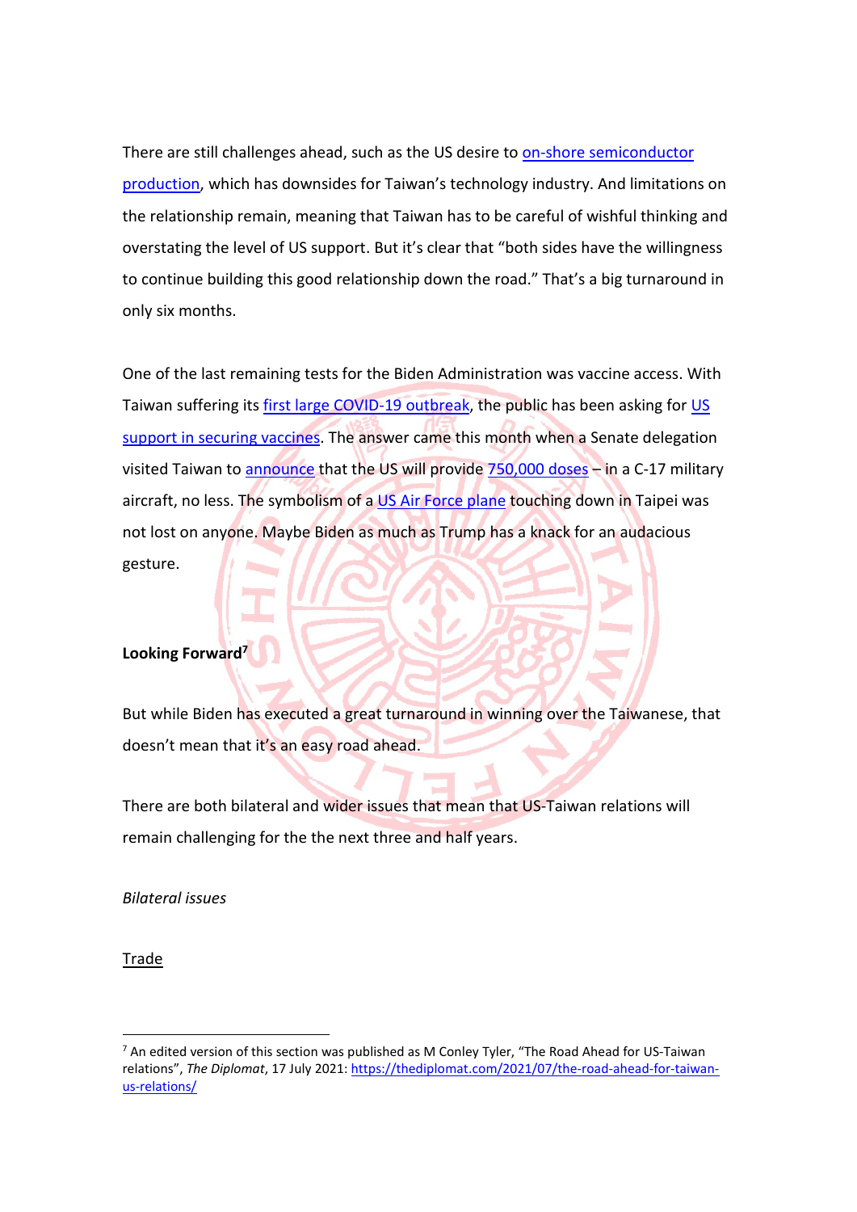There are still challenges ahead, such as the US desire to on-shore semiconductor production, which has downsides for Taiwan's technology industry. And limitations on the relationship remain, meaning that Taiwan has to be careful of wishful thinking and overstating the level of US support. But it's clear that "both sides have the willingness to continue building this good relationship down the road." That's a big turnaround in only six months.

One of the last remaining tests for the Biden Administration was vaccine access. With Taiwan suffering its first large COVID-19 outbreak, the public has been asking for US support in securing vaccines. The answer came this month when a Senate delegation visited Taiwan to announce that the US will provide 750,000 doses – in a C-17 military aircraft, no less. The symbolism of a US Air Force plane touching down in Taipei was not lost on anyone. Maybe Biden as much as Trump has a knack for an audacious gesture.

## Looking Forward[7]

But while Biden has executed a great turnaround in winning over the Taiwanese, that doesn't mean that it's an easy road ahead.

There are both bilateral and wider issues that mean that US-Taiwan relations will remain challenging for the the next three and half years.

*Bilateral issues*

Trade

[7] An edited version of this section was published as M Conley Tyler, "The Road Ahead for US-Taiwan relations", *The Diplomat*, 17 July 2021: https://thediplomat.com/2021/07/the-road-ahead-for-taiwan-us-relations/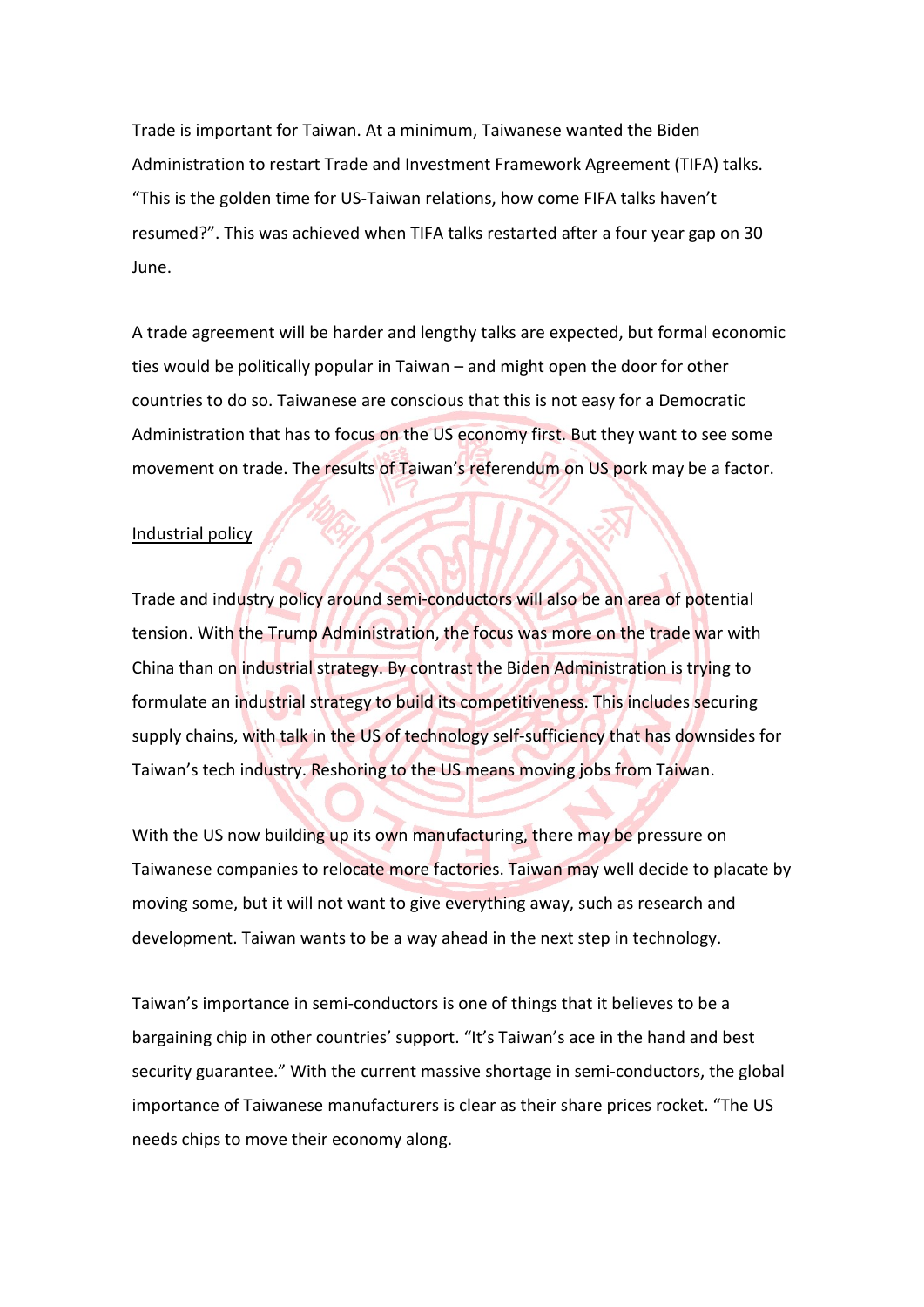Trade is important for Taiwan. At a minimum, Taiwanese wanted the Biden Administration to restart Trade and Investment Framework Agreement (TIFA) talks. "This is the golden time for US-Taiwan relations, how come FIFA talks haven't resumed?". This was achieved when TIFA talks restarted after a four year gap on 30 June.

A trade agreement will be harder and lengthy talks are expected, but formal economic ties would be politically popular in Taiwan – and might open the door for other countries to do so. Taiwanese are conscious that this is not easy for a Democratic Administration that has to focus on the US economy first. But they want to see some movement on trade. The results of Taiwan's referendum on US pork may be a factor.

<u>Industrial policy</u>

Trade and industry policy around semi-conductors will also be an area of potential tension. With the Trump Administration, the focus was more on the trade war with China than on industrial strategy. By contrast the Biden Administration is trying to formulate an industrial strategy to build its competitiveness. This includes securing supply chains, with talk in the US of technology self-sufficiency that has downsides for Taiwan's tech industry. Reshoring to the US means moving jobs from Taiwan.

With the US now building up its own manufacturing, there may be pressure on Taiwanese companies to relocate more factories. Taiwan may well decide to placate by moving some, but it will not want to give everything away, such as research and development. Taiwan wants to be a way ahead in the next step in technology.

Taiwan's importance in semi-conductors is one of things that it believes to be a bargaining chip in other countries' support. "It's Taiwan's ace in the hand and best security guarantee." With the current massive shortage in semi-conductors, the global importance of Taiwanese manufacturers is clear as their share prices rocket. "The US needs chips to move their economy along.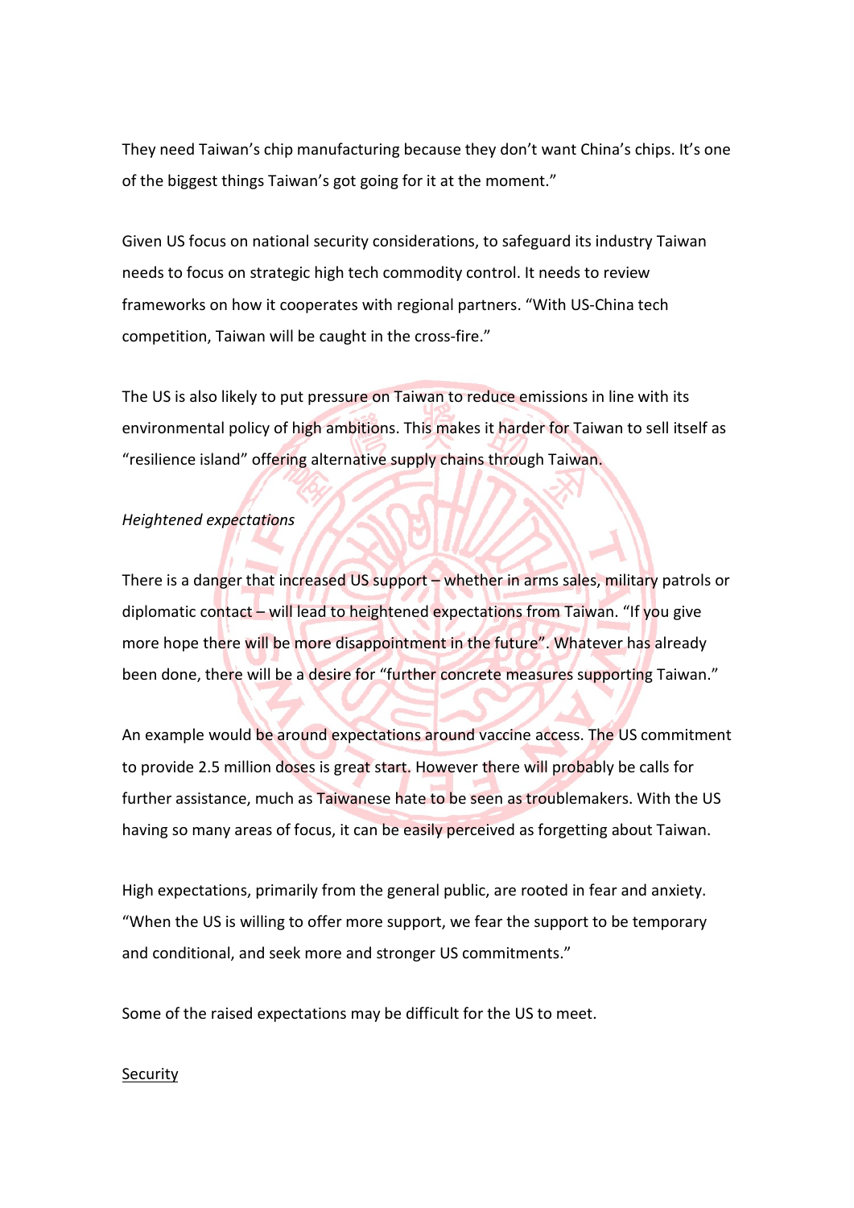They need Taiwan's chip manufacturing because they don't want China's chips. It's one of the biggest things Taiwan's got going for it at the moment."

Given US focus on national security considerations, to safeguard its industry Taiwan needs to focus on strategic high tech commodity control. It needs to review frameworks on how it cooperates with regional partners. "With US-China tech competition, Taiwan will be caught in the cross-fire."

The US is also likely to put pressure on Taiwan to reduce emissions in line with its environmental policy of high ambitions. This makes it harder for Taiwan to sell itself as "resilience island" offering alternative supply chains through Taiwan.

*Heightened expectations*

There is a danger that increased US support – whether in arms sales, military patrols or diplomatic contact – will lead to heightened expectations from Taiwan. "If you give more hope there will be more disappointment in the future". Whatever has already been done, there will be a desire for "further concrete measures supporting Taiwan."

An example would be around expectations around vaccine access. The US commitment to provide 2.5 million doses is great start. However there will probably be calls for further assistance, much as Taiwanese hate to be seen as troublemakers. With the US having so many areas of focus, it can be easily perceived as forgetting about Taiwan.

High expectations, primarily from the general public, are rooted in fear and anxiety. "When the US is willing to offer more support, we fear the support to be temporary and conditional, and seek more and stronger US commitments."

Some of the raised expectations may be difficult for the US to meet.

<u>Security</u>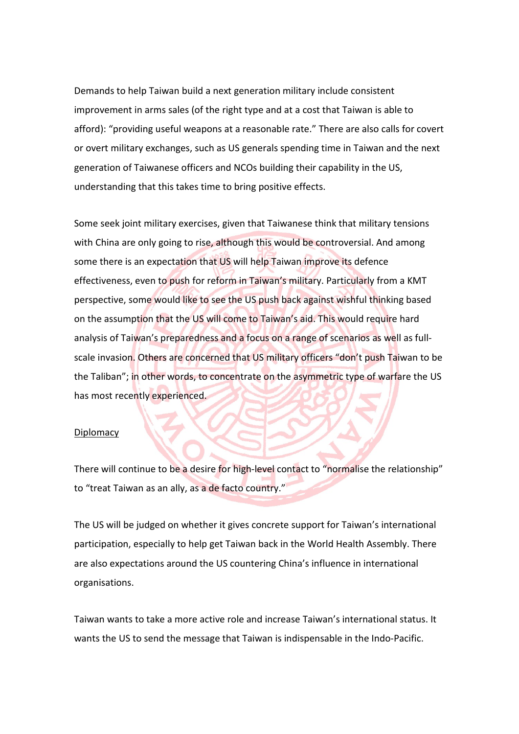Demands to help Taiwan build a next generation military include consistent improvement in arms sales (of the right type and at a cost that Taiwan is able to afford): "providing useful weapons at a reasonable rate." There are also calls for covert or overt military exchanges, such as US generals spending time in Taiwan and the next generation of Taiwanese officers and NCOs building their capability in the US, understanding that this takes time to bring positive effects.

Some seek joint military exercises, given that Taiwanese think that military tensions with China are only going to rise, although this would be controversial. And among some there is an expectation that US will help Taiwan improve its defence effectiveness, even to push for reform in Taiwan's military. Particularly from a KMT perspective, some would like to see the US push back against wishful thinking based on the assumption that the US will come to Taiwan's aid. This would require hard analysis of Taiwan's preparedness and a focus on a range of scenarios as well as full-scale invasion. Others are concerned that US military officers "don't push Taiwan to be the Taliban"; in other words, to concentrate on the asymmetric type of warfare the US has most recently experienced.

<u>Diplomacy</u>

There will continue to be a desire for high-level contact to "normalise the relationship" to "treat Taiwan as an ally, as a de facto country."

The US will be judged on whether it gives concrete support for Taiwan's international participation, especially to help get Taiwan back in the World Health Assembly. There are also expectations around the US countering China's influence in international organisations.

Taiwan wants to take a more active role and increase Taiwan's international status. It wants the US to send the message that Taiwan is indispensable in the Indo-Pacific.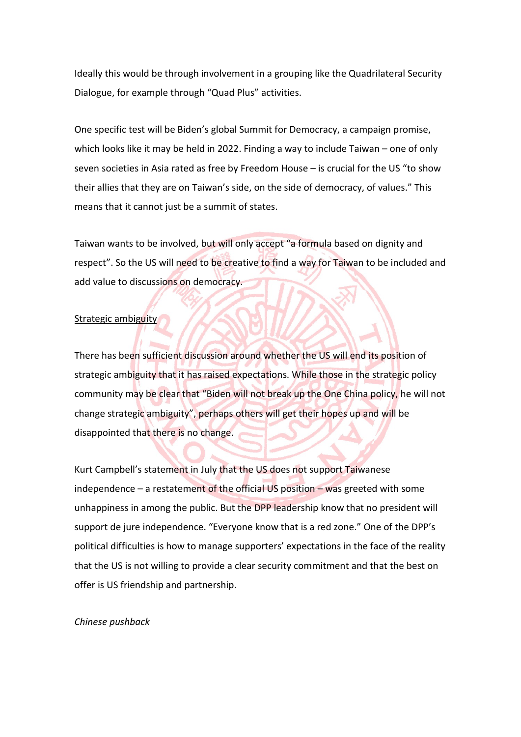Ideally this would be through involvement in a grouping like the Quadrilateral Security Dialogue, for example through "Quad Plus" activities.

One specific test will be Biden's global Summit for Democracy, a campaign promise, which looks like it may be held in 2022. Finding a way to include Taiwan – one of only seven societies in Asia rated as free by Freedom House – is crucial for the US "to show their allies that they are on Taiwan's side, on the side of democracy, of values." This means that it cannot just be a summit of states.

Taiwan wants to be involved, but will only accept "a formula based on dignity and respect". So the US will need to be creative to find a way for Taiwan to be included and add value to discussions on democracy.

<u>Strategic ambiguity</u>

There has been sufficient discussion around whether the US will end its position of strategic ambiguity that it has raised expectations. While those in the strategic policy community may be clear that "Biden will not break up the One China policy, he will not change strategic ambiguity", perhaps others will get their hopes up and will be disappointed that there is no change.

Kurt Campbell's statement in July that the US does not support Taiwanese independence – a restatement of the official US position – was greeted with some unhappiness in among the public. But the DPP leadership know that no president will support de jure independence. "Everyone know that is a red zone." One of the DPP's political difficulties is how to manage supporters' expectations in the face of the reality that the US is not willing to provide a clear security commitment and that the best on offer is US friendship and partnership.

*Chinese pushback*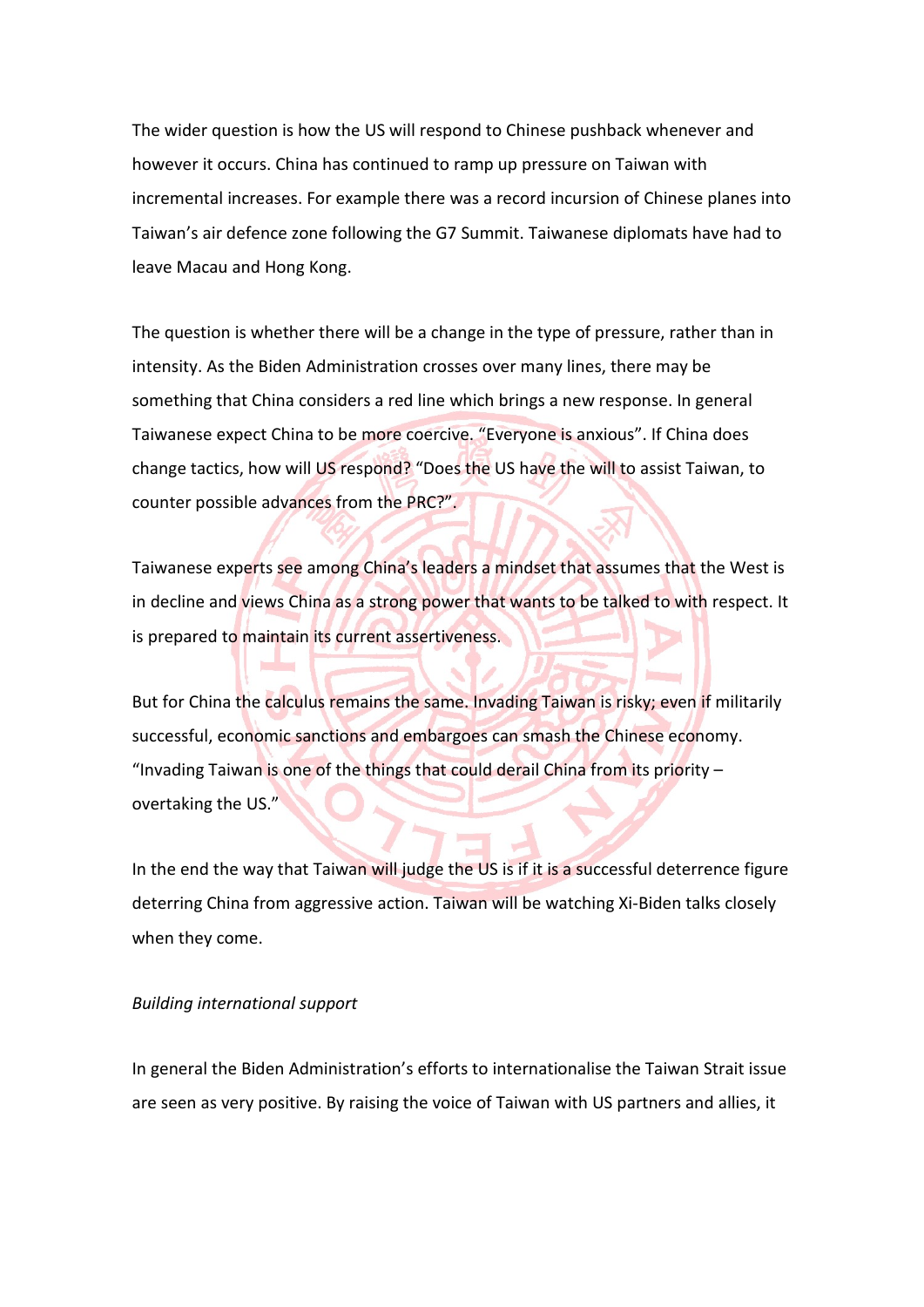The wider question is how the US will respond to Chinese pushback whenever and however it occurs. China has continued to ramp up pressure on Taiwan with incremental increases. For example there was a record incursion of Chinese planes into Taiwan's air defence zone following the G7 Summit. Taiwanese diplomats have had to leave Macau and Hong Kong.

The question is whether there will be a change in the type of pressure, rather than in intensity. As the Biden Administration crosses over many lines, there may be something that China considers a red line which brings a new response. In general Taiwanese expect China to be more coercive. "Everyone is anxious". If China does change tactics, how will US respond? "Does the US have the will to assist Taiwan, to counter possible advances from the PRC?".

Taiwanese experts see among China's leaders a mindset that assumes that the West is in decline and views China as a strong power that wants to be talked to with respect. It is prepared to maintain its current assertiveness.

But for China the calculus remains the same. Invading Taiwan is risky; even if militarily successful, economic sanctions and embargoes can smash the Chinese economy. "Invading Taiwan is one of the things that could derail China from its priority – overtaking the US."

In the end the way that Taiwan will judge the US is if it is a successful deterrence figure deterring China from aggressive action. Taiwan will be watching Xi-Biden talks closely when they come.

*Building international support*

In general the Biden Administration's efforts to internationalise the Taiwan Strait issue are seen as very positive. By raising the voice of Taiwan with US partners and allies, it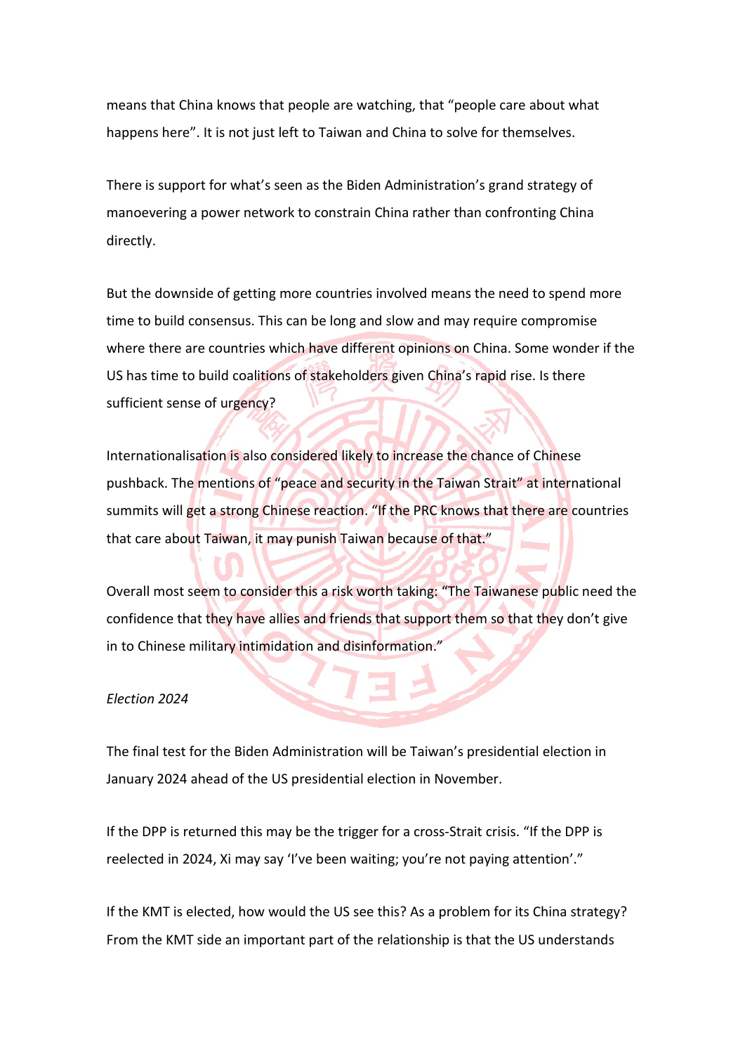means that China knows that people are watching, that “people care about what happens here”. It is not just left to Taiwan and China to solve for themselves.

There is support for what’s seen as the Biden Administration’s grand strategy of manoeevering a power network to constrain China rather than confronting China directly.

But the downside of getting more countries involved means the need to spend more time to build consensus. This can be long and slow and may require compromise where there are countries which have different opinions on China. Some wonder if the US has time to build coalitions of stakeholders given China’s rapid rise. Is there sufficient sense of urgency?

Internationalisation is also considered likely to increase the chance of Chinese pushback. The mentions of “peace and security in the Taiwan Strait” at international summits will get a strong Chinese reaction. “If the PRC knows that there are countries that care about Taiwan, it may punish Taiwan because of that.”

Overall most seem to consider this a risk worth taking: “The Taiwanese public need the confidence that they have allies and friends that support them so that they don’t give in to Chinese military intimidation and disinformation.”

*Election 2024*

The final test for the Biden Administration will be Taiwan’s presidential election in January 2024 ahead of the US presidential election in November.

If the DPP is returned this may be the trigger for a cross-Strait crisis. “If the DPP is reelected in 2024, Xi may say ‘I’ve been waiting; you’re not paying attention’.”

If the KMT is elected, how would the US see this? As a problem for its China strategy? From the KMT side an important part of the relationship is that the US understands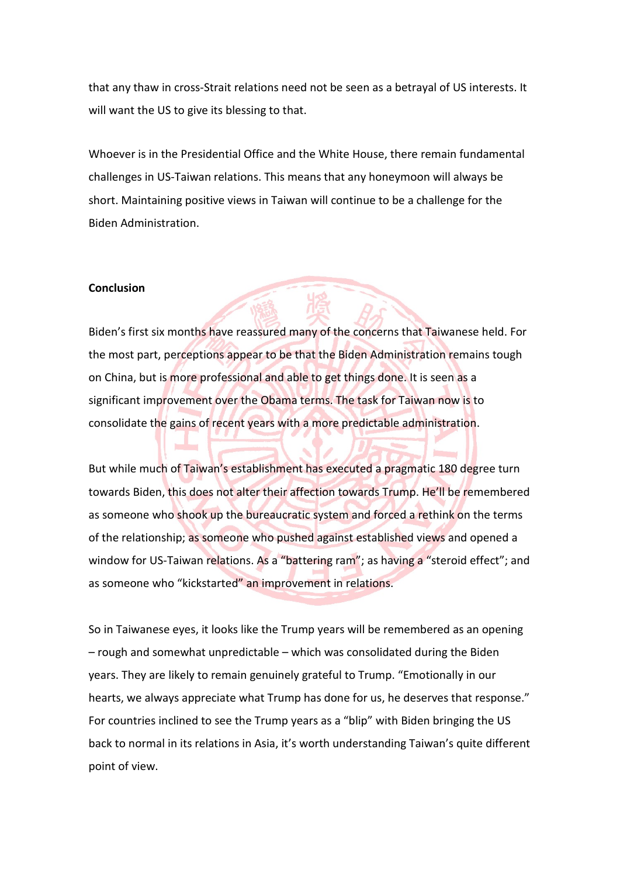that any thaw in cross-Strait relations need not be seen as a betrayal of US interests. It will want the US to give its blessing to that.

Whoever is in the Presidential Office and the White House, there remain fundamental challenges in US-Taiwan relations. This means that any honeymoon will always be short. Maintaining positive views in Taiwan will continue to be a challenge for the Biden Administration.

**Conclusion**

Biden's first six months have reassured many of the concerns that Taiwanese held. For the most part, perceptions appear to be that the Biden Administration remains tough on China, but is more professional and able to get things done. It is seen as a significant improvement over the Obama terms. The task for Taiwan now is to consolidate the gains of recent years with a more predictable administration.

But while much of Taiwan's establishment has executed a pragmatic 180 degree turn towards Biden, this does not alter their affection towards Trump. He'll be remembered as someone who shook up the bureaucratic system and forced a rethink on the terms of the relationship; as someone who pushed against established views and opened a window for US-Taiwan relations. As a "battering ram"; as having a "steroid effect"; and as someone who "kickstarted" an improvement in relations.

So in Taiwanese eyes, it looks like the Trump years will be remembered as an opening – rough and somewhat unpredictable – which was consolidated during the Biden years. They are likely to remain genuinely grateful to Trump. "Emotionally in our hearts, we always appreciate what Trump has done for us, he deserves that response." For countries inclined to see the Trump years as a "blip" with Biden bringing the US back to normal in its relations in Asia, it's worth understanding Taiwan's quite different point of view.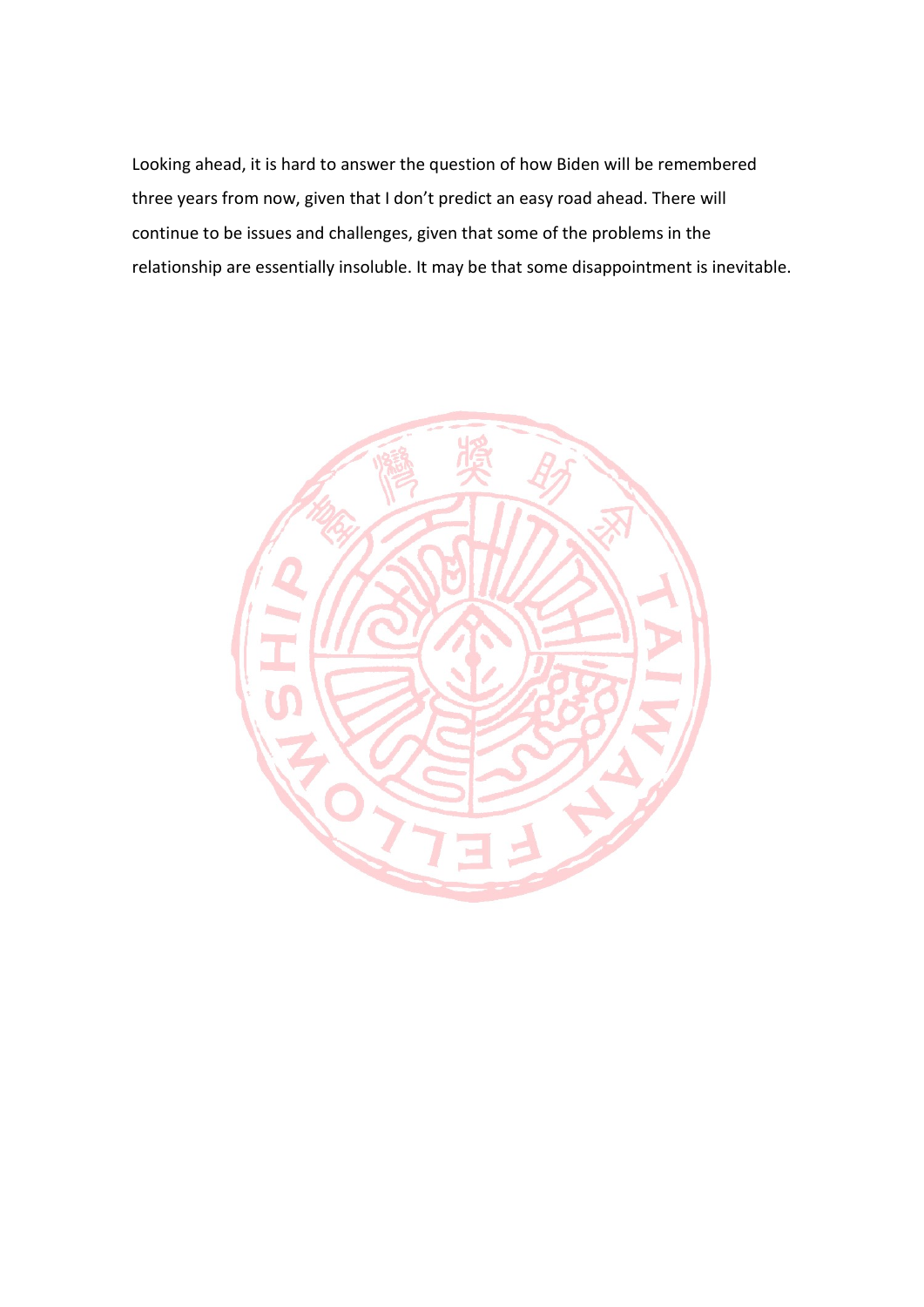Looking ahead, it is hard to answer the question of how Biden will be remembered three years from now, given that I don't predict an easy road ahead. There will continue to be issues and challenges, given that some of the problems in the relationship are essentially insoluble. It may be that some disappointment is inevitable.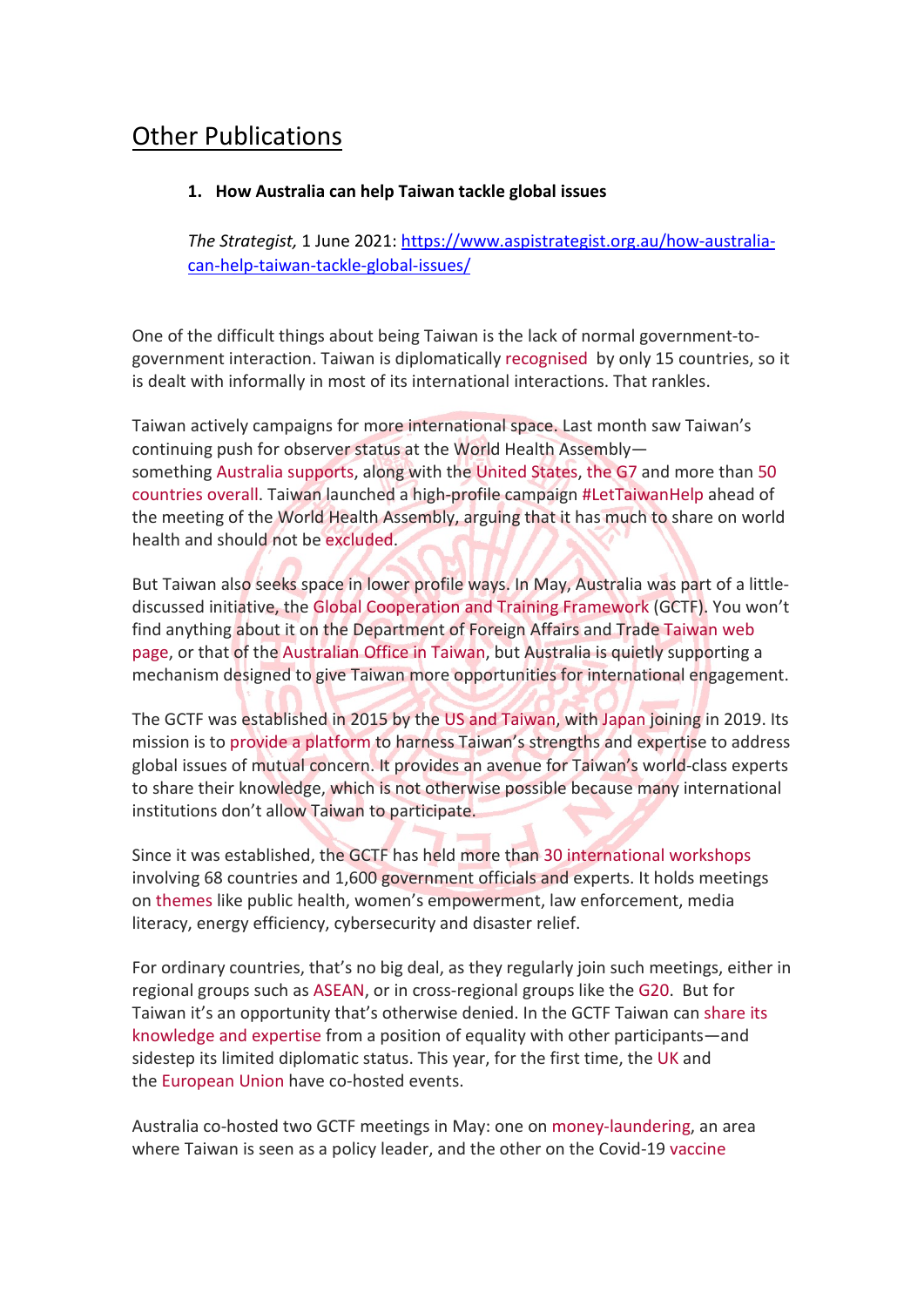# Other Publications

1. **How Australia can help Taiwan tackle global issues**

   *The Strategist,* 1 June 2021: https://www.aspistrategist.org.au/how-australia-can-help-taiwan-tackle-global-issues/

One of the difficult things about being Taiwan is the lack of normal government-to-government interaction. Taiwan is diplomatically recognised by only 15 countries, so it is dealt with informally in most of its international interactions. That rankles.

Taiwan actively campaigns for more international space. Last month saw Taiwan's continuing push for observer status at the World Health Assembly—something Australia supports, along with the United States, the G7 and more than 50 countries overall. Taiwan launched a high-profile campaign #LetTaiwanHelp ahead of the meeting of the World Health Assembly, arguing that it has much to share on world health and should not be excluded.

But Taiwan also seeks space in lower profile ways. In May, Australia was part of a little-discussed initiative, the Global Cooperation and Training Framework (GCTF). You won't find anything about it on the Department of Foreign Affairs and Trade Taiwan web page, or that of the Australian Office in Taiwan, but Australia is quietly supporting a mechanism designed to give Taiwan more opportunities for international engagement.

The GCTF was established in 2015 by the US and Taiwan, with Japan joining in 2019. Its mission is to provide a platform to harness Taiwan's strengths and expertise to address global issues of mutual concern. It provides an avenue for Taiwan's world-class experts to share their knowledge, which is not otherwise possible because many international institutions don't allow Taiwan to participate.

Since it was established, the GCTF has held more than 30 international workshops involving 68 countries and 1,600 government officials and experts. It holds meetings on themes like public health, women's empowerment, law enforcement, media literacy, energy efficiency, cybersecurity and disaster relief.

For ordinary countries, that's no big deal, as they regularly join such meetings, either in regional groups such as ASEAN, or in cross-regional groups like the G20. But for Taiwan it's an opportunity that's otherwise denied. In the GCTF Taiwan can share its knowledge and expertise from a position of equality with other participants—and sidestep its limited diplomatic status. This year, for the first time, the UK and the European Union have co-hosted events.

Australia co-hosted two GCTF meetings in May: one on money-laundering, an area where Taiwan is seen as a policy leader, and the other on the Covid-19 vaccine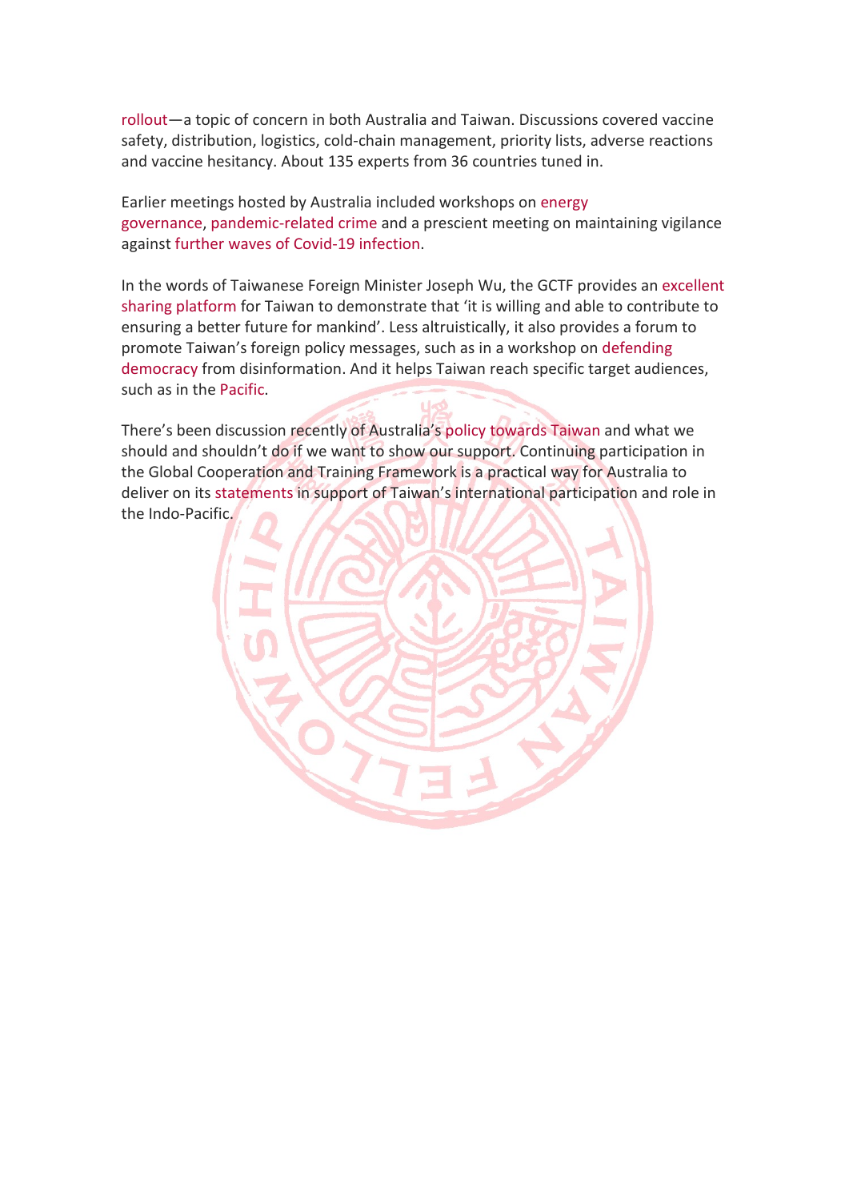rollout—a topic of concern in both Australia and Taiwan. Discussions covered vaccine safety, distribution, logistics, cold-chain management, priority lists, adverse reactions and vaccine hesitancy. About 135 experts from 36 countries tuned in.

Earlier meetings hosted by Australia included workshops on energy governance, pandemic-related crime and a prescient meeting on maintaining vigilance against further waves of Covid-19 infection.

In the words of Taiwanese Foreign Minister Joseph Wu, the GCTF provides an excellent sharing platform for Taiwan to demonstrate that 'it is willing and able to contribute to ensuring a better future for mankind'. Less altruistically, it also provides a forum to promote Taiwan's foreign policy messages, such as in a workshop on defending democracy from disinformation. And it helps Taiwan reach specific target audiences, such as in the Pacific.

There's been discussion recently of Australia's policy towards Taiwan and what we should and shouldn't do if we want to show our support. Continuing participation in the Global Cooperation and Training Framework is a practical way for Australia to deliver on its statements in support of Taiwan's international participation and role in the Indo-Pacific.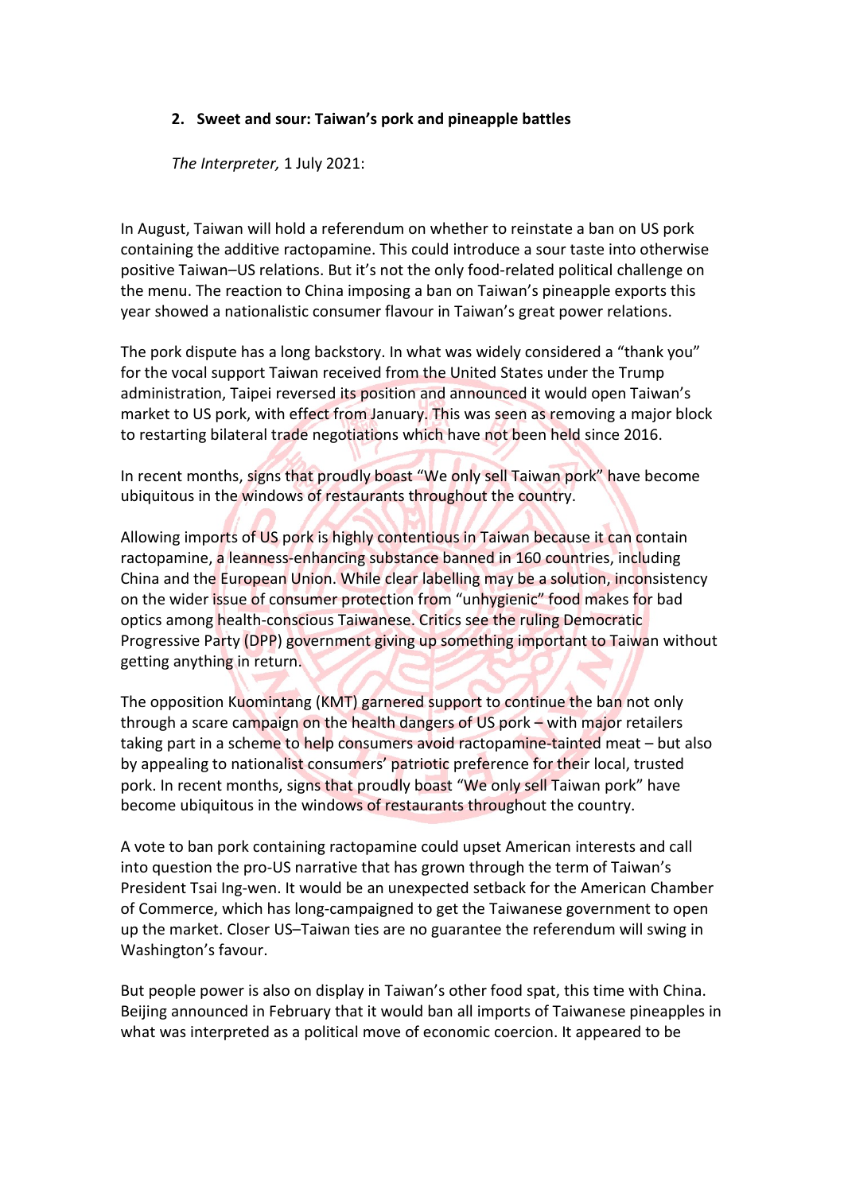## 2. Sweet and sour: Taiwan's pork and pineapple battles

*The Interpreter,* 1 July 2021:

In August, Taiwan will hold a referendum on whether to reinstate a ban on US pork containing the additive ractopamine. This could introduce a sour taste into otherwise positive Taiwan–US relations. But it's not the only food-related political challenge on the menu. The reaction to China imposing a ban on Taiwan's pineapple exports this year showed a nationalistic consumer flavour in Taiwan's great power relations.

The pork dispute has a long backstory. In what was widely considered a "thank you" for the vocal support Taiwan received from the United States under the Trump administration, Taipei reversed its position and announced it would open Taiwan's market to US pork, with effect from January. This was seen as removing a major block to restarting bilateral trade negotiations which have not been held since 2016.

In recent months, signs that proudly boast "We only sell Taiwan pork" have become ubiquitous in the windows of restaurants throughout the country.

Allowing imports of US pork is highly contentious in Taiwan because it can contain ractopamine, a leanness-enhancing substance banned in 160 countries, including China and the European Union. While clear labelling may be a solution, inconsistency on the wider issue of consumer protection from "unhygienic" food makes for bad optics among health-conscious Taiwanese. Critics see the ruling Democratic Progressive Party (DPP) government giving up something important to Taiwan without getting anything in return.

The opposition Kuomintang (KMT) garnered support to continue the ban not only through a scare campaign on the health dangers of US pork – with major retailers taking part in a scheme to help consumers avoid ractopamine-tainted meat – but also by appealing to nationalist consumers' patriotic preference for their local, trusted pork. In recent months, signs that proudly boast "We only sell Taiwan pork" have become ubiquitous in the windows of restaurants throughout the country.

A vote to ban pork containing ractopamine could upset American interests and call into question the pro-US narrative that has grown through the term of Taiwan's President Tsai Ing-wen. It would be an unexpected setback for the American Chamber of Commerce, which has long-campaigned to get the Taiwanese government to open up the market. Closer US–Taiwan ties are no guarantee the referendum will swing in Washington's favour.

But people power is also on display in Taiwan's other food spat, this time with China. Beijing announced in February that it would ban all imports of Taiwanese pineapples in what was interpreted as a political move of economic coercion. It appeared to be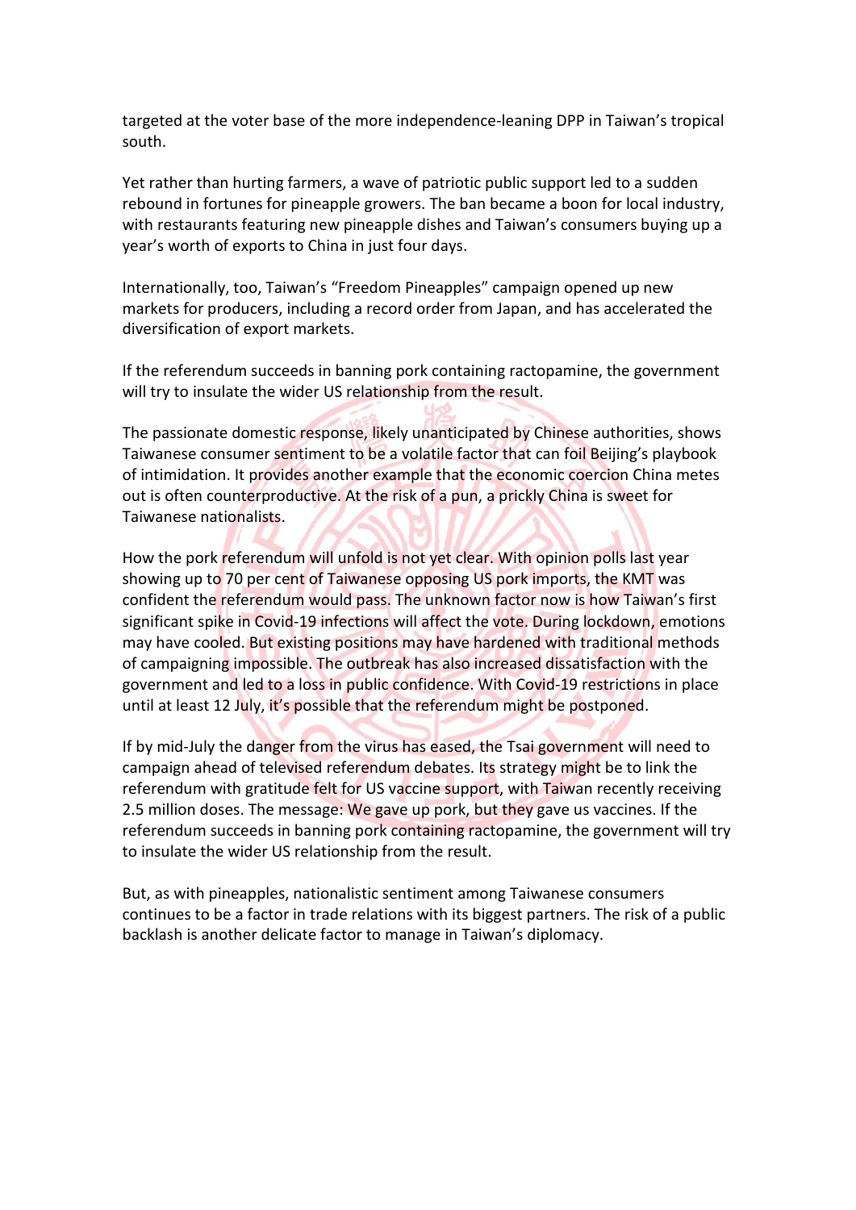targeted at the voter base of the more independence-leaning DPP in Taiwan's tropical south.

Yet rather than hurting farmers, a wave of patriotic public support led to a sudden rebound in fortunes for pineapple growers. The ban became a boon for local industry, with restaurants featuring new pineapple dishes and Taiwan's consumers buying up a year's worth of exports to China in just four days.

Internationally, too, Taiwan's "Freedom Pineapples" campaign opened up new markets for producers, including a record order from Japan, and has accelerated the diversification of export markets.

If the referendum succeeds in banning pork containing ractopamine, the government will try to insulate the wider US relationship from the result.

The passionate domestic response, likely unanticipated by Chinese authorities, shows Taiwanese consumer sentiment to be a volatile factor that can foil Beijing's playbook of intimidation. It provides another example that the economic coercion China metes out is often counterproductive. At the risk of a pun, a prickly China is sweet for Taiwanese nationalists.

How the pork referendum will unfold is not yet clear. With opinion polls last year showing up to 70 per cent of Taiwanese opposing US pork imports, the KMT was confident the referendum would pass. The unknown factor now is how Taiwan's first significant spike in Covid-19 infections will affect the vote. During lockdown, emotions may have cooled. But existing positions may have hardened with traditional methods of campaigning impossible. The outbreak has also increased dissatisfaction with the government and led to a loss in public confidence. With Covid-19 restrictions in place until at least 12 July, it's possible that the referendum might be postponed.

If by mid-July the danger from the virus has eased, the Tsai government will need to campaign ahead of televised referendum debates. Its strategy might be to link the referendum with gratitude felt for US vaccine support, with Taiwan recently receiving 2.5 million doses. The message: We gave up pork, but they gave us vaccines. If the referendum succeeds in banning pork containing ractopamine, the government will try to insulate the wider US relationship from the result.

But, as with pineapples, nationalistic sentiment among Taiwanese consumers continues to be a factor in trade relations with its biggest partners. The risk of a public backlash is another delicate factor to manage in Taiwan's diplomacy.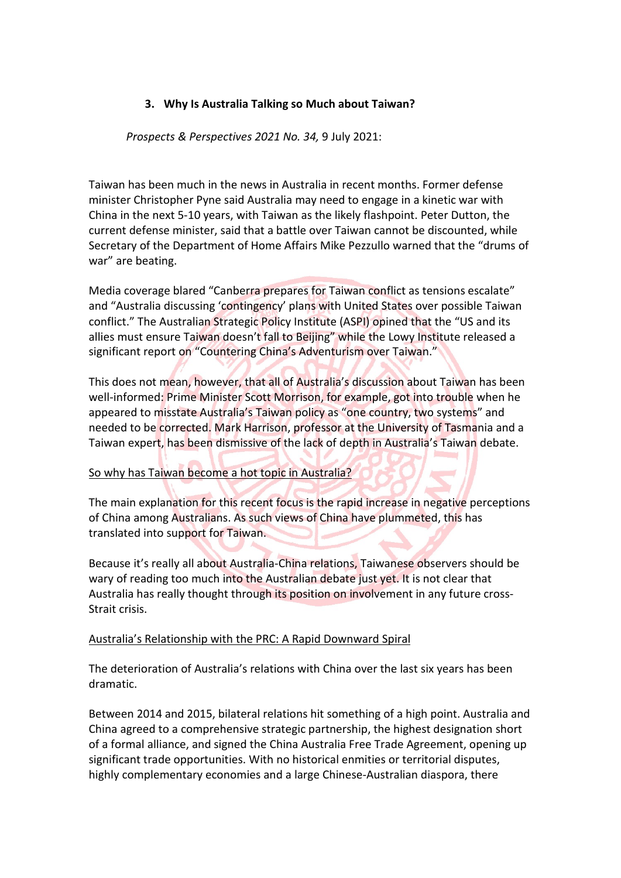### 3. Why Is Australia Talking so Much about Taiwan?

*Prospects & Perspectives 2021 No. 34,* 9 July 2021:

Taiwan has been much in the news in Australia in recent months. Former defense minister Christopher Pyne said Australia may need to engage in a kinetic war with China in the next 5-10 years, with Taiwan as the likely flashpoint. Peter Dutton, the current defense minister, said that a battle over Taiwan cannot be discounted, while Secretary of the Department of Home Affairs Mike Pezzullo warned that the "drums of war" are beating.

Media coverage blared "Canberra prepares for Taiwan conflict as tensions escalate" and "Australia discussing 'contingency' plans with United States over possible Taiwan conflict." The Australian Strategic Policy Institute (ASPI) opined that the "US and its allies must ensure Taiwan doesn't fall to Beijing" while the Lowy Institute released a significant report on "Countering China's Adventurism over Taiwan."

This does not mean, however, that all of Australia's discussion about Taiwan has been well-informed: Prime Minister Scott Morrison, for example, got into trouble when he appeared to misstate Australia's Taiwan policy as "one country, two systems" and needed to be corrected. Mark Harrison, professor at the University of Tasmania and a Taiwan expert, has been dismissive of the lack of depth in Australia's Taiwan debate.

<u>So why has Taiwan become a hot topic in Australia?</u>

The main explanation for this recent focus is the rapid increase in negative perceptions of China among Australians. As such views of China have plummeted, this has translated into support for Taiwan.

Because it's really all about Australia-China relations, Taiwanese observers should be wary of reading too much into the Australian debate just yet. It is not clear that Australia has really thought through its position on involvement in any future cross-Strait crisis.

<u>Australia's Relationship with the PRC: A Rapid Downward Spiral</u>

The deterioration of Australia's relations with China over the last six years has been dramatic.

Between 2014 and 2015, bilateral relations hit something of a high point. Australia and China agreed to a comprehensive strategic partnership, the highest designation short of a formal alliance, and signed the China Australia Free Trade Agreement, opening up significant trade opportunities. With no historical enmities or territorial disputes, highly complementary economies and a large Chinese-Australian diaspora, there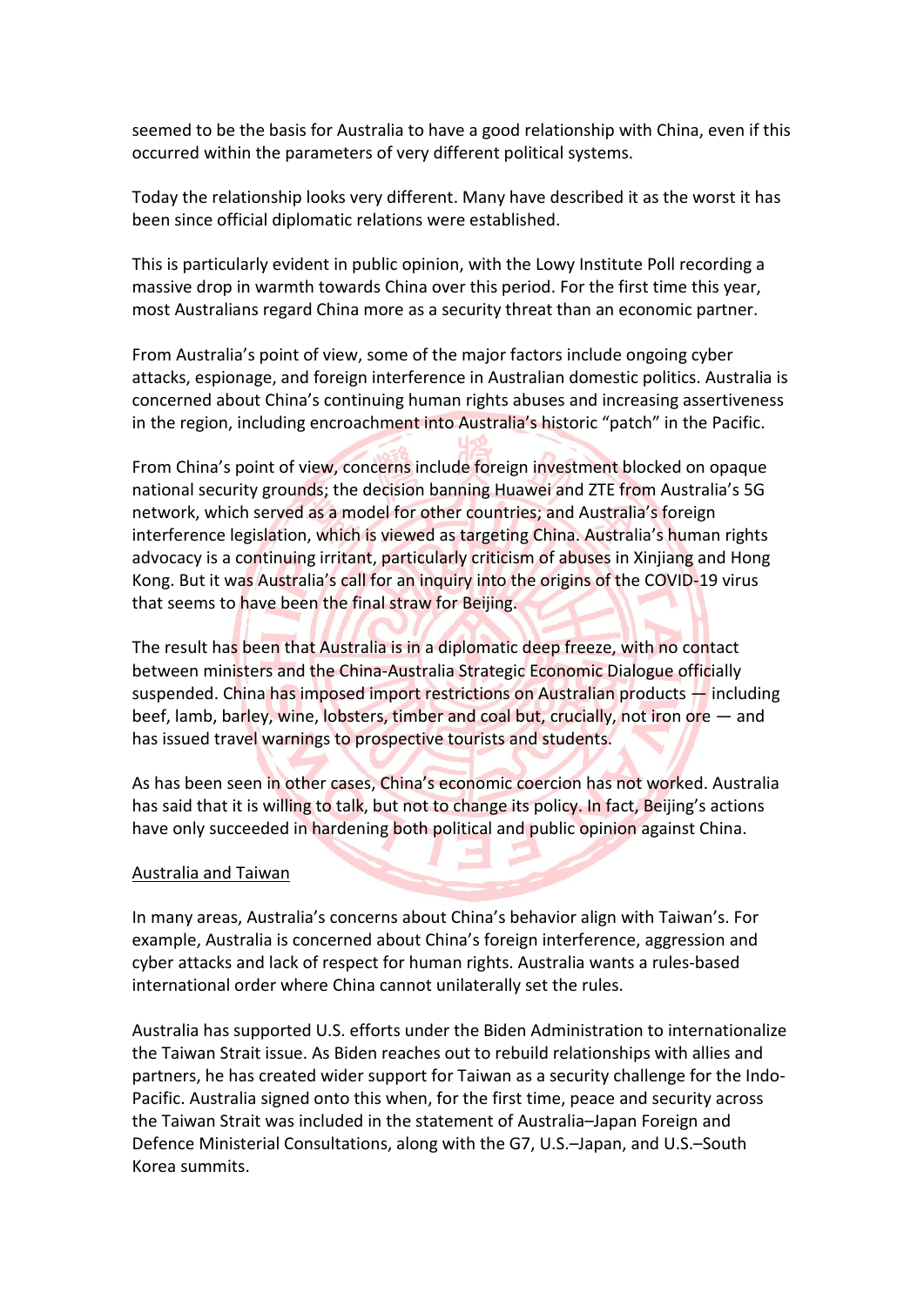seemed to be the basis for Australia to have a good relationship with China, even if this occurred within the parameters of very different political systems.

Today the relationship looks very different. Many have described it as the worst it has been since official diplomatic relations were established.

This is particularly evident in public opinion, with the Lowy Institute Poll recording a massive drop in warmth towards China over this period. For the first time this year, most Australians regard China more as a security threat than an economic partner.

From Australia's point of view, some of the major factors include ongoing cyber attacks, espionage, and foreign interference in Australian domestic politics. Australia is concerned about China's continuing human rights abuses and increasing assertiveness in the region, including encroachment into Australia's historic "patch" in the Pacific.

From China's point of view, concerns include foreign investment blocked on opaque national security grounds; the decision banning Huawei and ZTE from Australia's 5G network, which served as a model for other countries; and Australia's foreign interference legislation, which is viewed as targeting China. Australia's human rights advocacy is a continuing irritant, particularly criticism of abuses in Xinjiang and Hong Kong. But it was Australia's call for an inquiry into the origins of the COVID-19 virus that seems to have been the final straw for Beijing.

The result has been that Australia is in a diplomatic deep freeze, with no contact between ministers and the China-Australia Strategic Economic Dialogue officially suspended. China has imposed import restrictions on Australian products — including beef, lamb, barley, wine, lobsters, timber and coal but, crucially, not iron ore — and has issued travel warnings to prospective tourists and students.

As has been seen in other cases, China's economic coercion has not worked. Australia has said that it is willing to talk, but not to change its policy. In fact, Beijing's actions have only succeeded in hardening both political and public opinion against China.

<u>Australia and Taiwan</u>

In many areas, Australia's concerns about China's behavior align with Taiwan's. For example, Australia is concerned about China's foreign interference, aggression and cyber attacks and lack of respect for human rights. Australia wants a rules-based international order where China cannot unilaterally set the rules.

Australia has supported U.S. efforts under the Biden Administration to internationalize the Taiwan Strait issue. As Biden reaches out to rebuild relationships with allies and partners, he has created wider support for Taiwan as a security challenge for the Indo-Pacific. Australia signed onto this when, for the first time, peace and security across the Taiwan Strait was included in the statement of Australia–Japan Foreign and Defence Ministerial Consultations, along with the G7, U.S.–Japan, and U.S.–South Korea summits.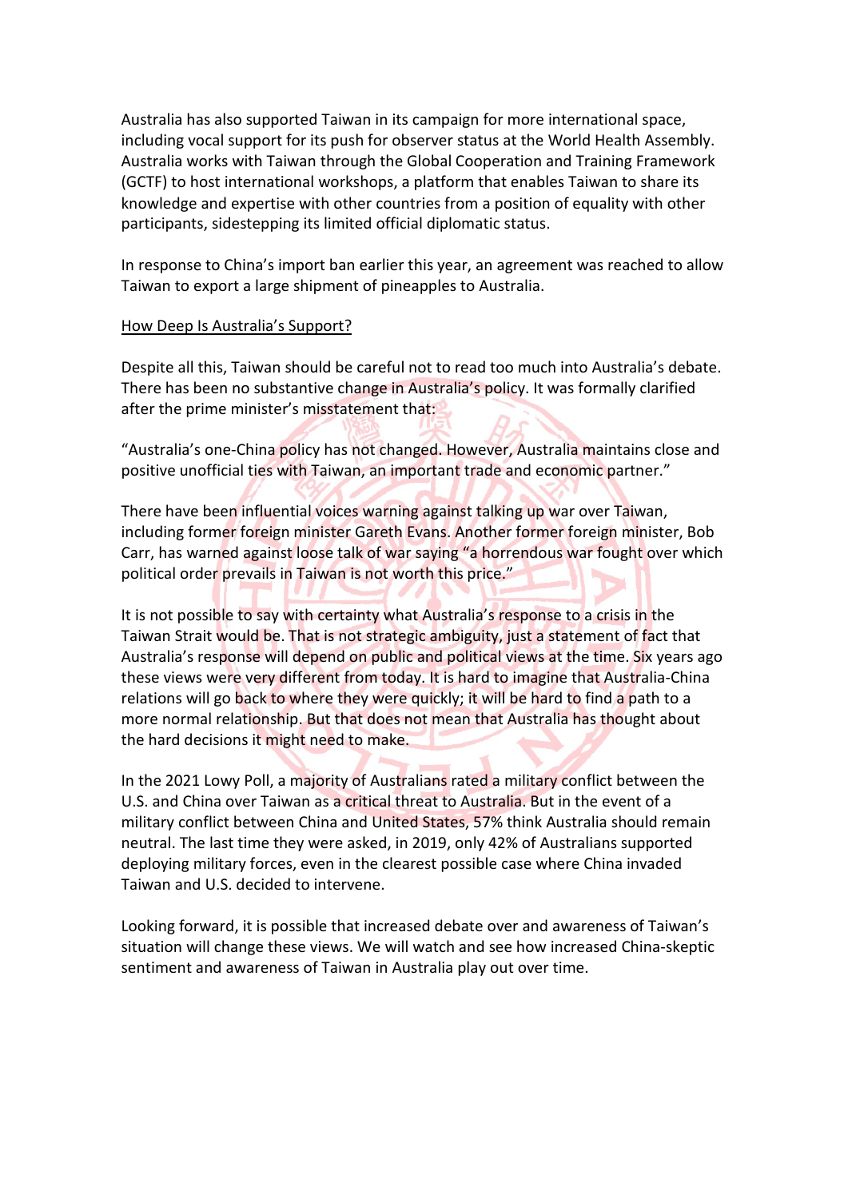Australia has also supported Taiwan in its campaign for more international space, including vocal support for its push for observer status at the World Health Assembly. Australia works with Taiwan through the Global Cooperation and Training Framework (GCTF) to host international workshops, a platform that enables Taiwan to share its knowledge and expertise with other countries from a position of equality with other participants, sidestepping its limited official diplomatic status.

In response to China's import ban earlier this year, an agreement was reached to allow Taiwan to export a large shipment of pineapples to Australia.

## How Deep Is Australia's Support?

Despite all this, Taiwan should be careful not to read too much into Australia's debate. There has been no substantive change in Australia's policy. It was formally clarified after the prime minister's misstatement that:

"Australia's one-China policy has not changed. However, Australia maintains close and positive unofficial ties with Taiwan, an important trade and economic partner."

There have been influential voices warning against talking up war over Taiwan, including former foreign minister Gareth Evans. Another former foreign minister, Bob Carr, has warned against loose talk of war saying "a horrendous war fought over which political order prevails in Taiwan is not worth this price."

It is not possible to say with certainty what Australia's response to a crisis in the Taiwan Strait would be. That is not strategic ambiguity, just a statement of fact that Australia's response will depend on public and political views at the time. Six years ago these views were very different from today. It is hard to imagine that Australia-China relations will go back to where they were quickly; it will be hard to find a path to a more normal relationship. But that does not mean that Australia has thought about the hard decisions it might need to make.

In the 2021 Lowy Poll, a majority of Australians rated a military conflict between the U.S. and China over Taiwan as a critical threat to Australia. But in the event of a military conflict between China and United States, 57% think Australia should remain neutral. The last time they were asked, in 2019, only 42% of Australians supported deploying military forces, even in the clearest possible case where China invaded Taiwan and U.S. decided to intervene.

Looking forward, it is possible that increased debate over and awareness of Taiwan's situation will change these views. We will watch and see how increased China-skeptic sentiment and awareness of Taiwan in Australia play out over time.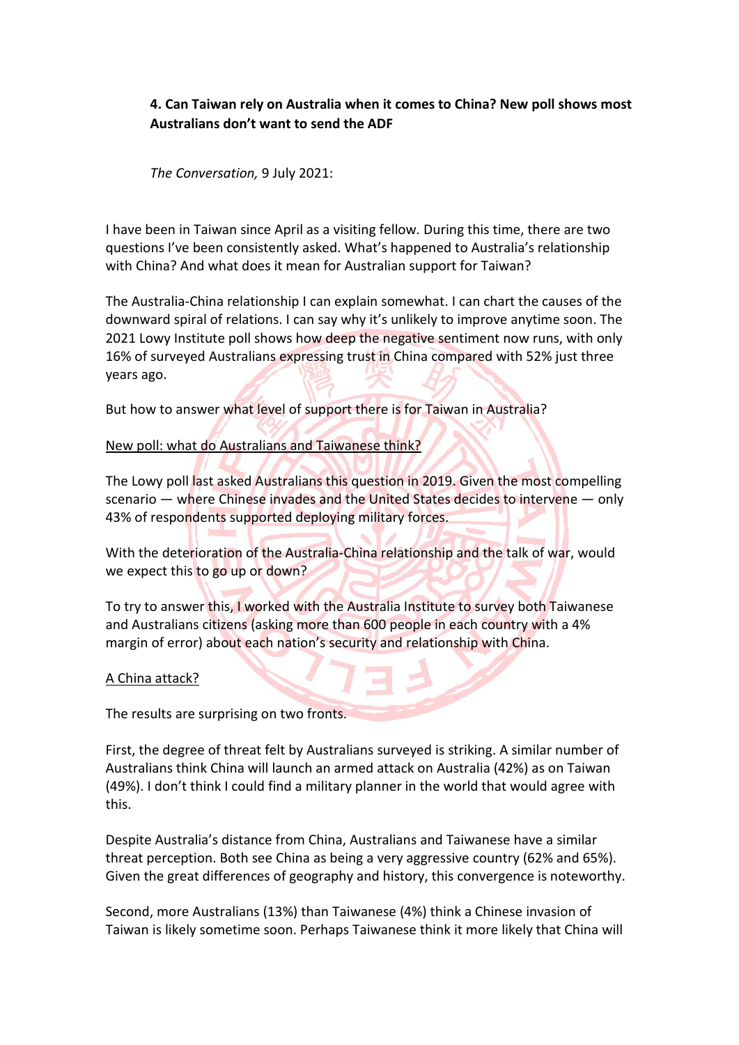**4. Can Taiwan rely on Australia when it comes to China? New poll shows most Australians don't want to send the ADF**

*The Conversation,* 9 July 2021:

I have been in Taiwan since April as a visiting fellow. During this time, there are two questions I've been consistently asked. What's happened to Australia's relationship with China? And what does it mean for Australian support for Taiwan?

The Australia-China relationship I can explain somewhat. I can chart the causes of the downward spiral of relations. I can say why it's unlikely to improve anytime soon. The 2021 Lowy Institute poll shows how deep the negative sentiment now runs, with only 16% of surveyed Australians expressing trust in China compared with 52% just three years ago.

But how to answer what level of support there is for Taiwan in Australia?

<u>New poll: what do Australians and Taiwanese think?</u>

The Lowy poll last asked Australians this question in 2019. Given the most compelling scenario — where Chinese invades and the United States decides to intervene — only 43% of respondents supported deploying military forces.

With the deterioration of the Australia-China relationship and the talk of war, would we expect this to go up or down?

To try to answer this, I worked with the Australia Institute to survey both Taiwanese and Australians citizens (asking more than 600 people in each country with a 4% margin of error) about each nation's security and relationship with China.

<u>A China attack?</u>

The results are surprising on two fronts.

First, the degree of threat felt by Australians surveyed is striking. A similar number of Australians think China will launch an armed attack on Australia (42%) as on Taiwan (49%). I don't think I could find a military planner in the world that would agree with this.

Despite Australia's distance from China, Australians and Taiwanese have a similar threat perception. Both see China as being a very aggressive country (62% and 65%). Given the great differences of geography and history, this convergence is noteworthy.

Second, more Australians (13%) than Taiwanese (4%) think a Chinese invasion of Taiwan is likely sometime soon. Perhaps Taiwanese think it more likely that China will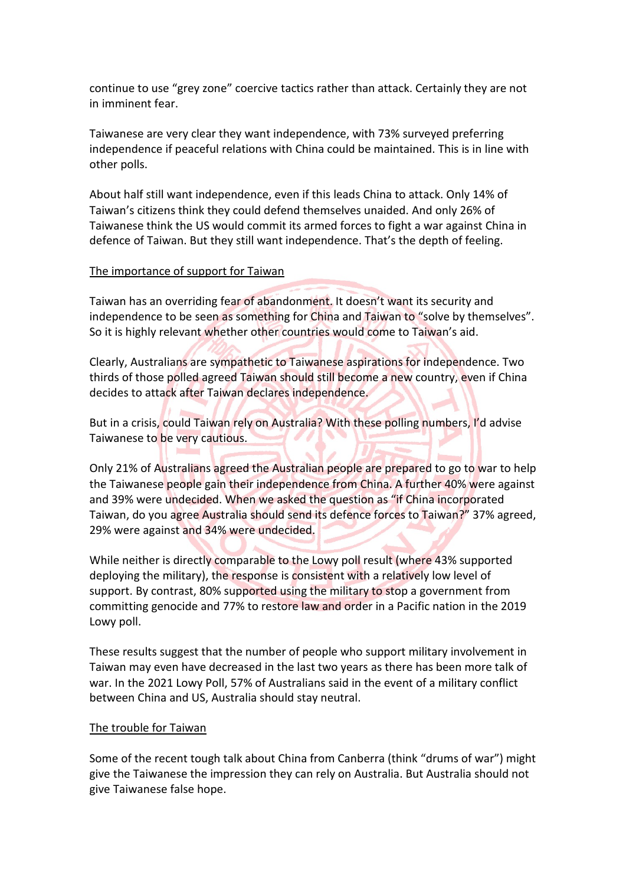continue to use "grey zone" coercive tactics rather than attack. Certainly they are not in imminent fear.

Taiwanese are very clear they want independence, with 73% surveyed preferring independence if peaceful relations with China could be maintained. This is in line with other polls.

About half still want independence, even if this leads China to attack. Only 14% of Taiwan's citizens think they could defend themselves unaided. And only 26% of Taiwanese think the US would commit its armed forces to fight a war against China in defence of Taiwan. But they still want independence. That's the depth of feeling.

## The importance of support for Taiwan

Taiwan has an overriding fear of abandonment. It doesn't want its security and independence to be seen as something for China and Taiwan to "solve by themselves". So it is highly relevant whether other countries would come to Taiwan's aid.

Clearly, Australians are sympathetic to Taiwanese aspirations for independence. Two thirds of those polled agreed Taiwan should still become a new country, even if China decides to attack after Taiwan declares independence.

But in a crisis, could Taiwan rely on Australia? With these polling numbers, I'd advise Taiwanese to be very cautious.

Only 21% of Australians agreed the Australian people are prepared to go to war to help the Taiwanese people gain their independence from China. A further 40% were against and 39% were undecided. When we asked the question as "if China incorporated Taiwan, do you agree Australia should send its defence forces to Taiwan?" 37% agreed, 29% were against and 34% were undecided.

While neither is directly comparable to the Lowy poll result (where 43% supported deploying the military), the response is consistent with a relatively low level of support. By contrast, 80% supported using the military to stop a government from committing genocide and 77% to restore law and order in a Pacific nation in the 2019 Lowy poll.

These results suggest that the number of people who support military involvement in Taiwan may even have decreased in the last two years as there has been more talk of war. In the 2021 Lowy Poll, 57% of Australians said in the event of a military conflict between China and US, Australia should stay neutral.

## The trouble for Taiwan

Some of the recent tough talk about China from Canberra (think "drums of war") might give the Taiwanese the impression they can rely on Australia. But Australia should not give Taiwanese false hope.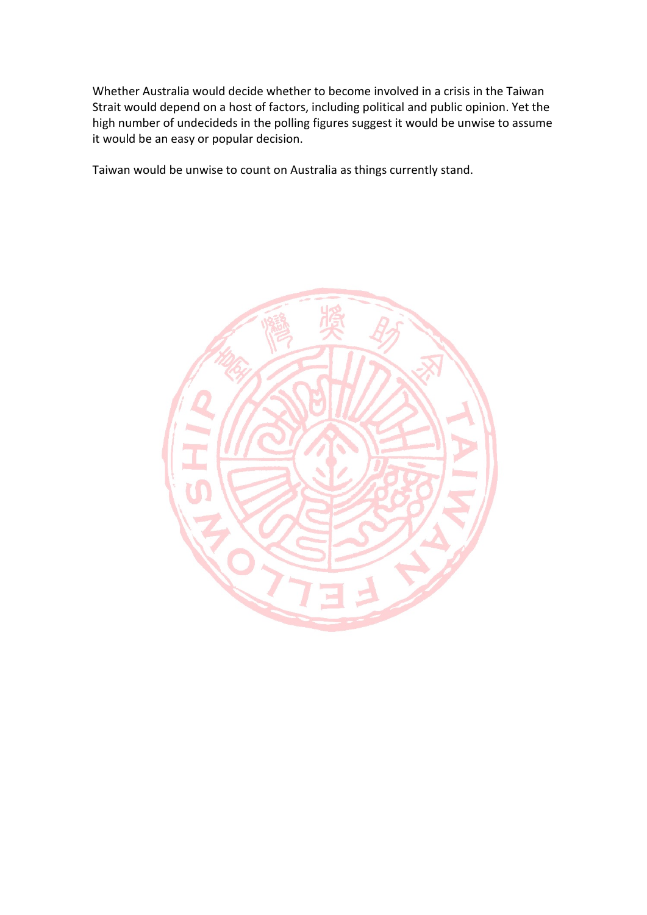Whether Australia would decide whether to become involved in a crisis in the Taiwan Strait would depend on a host of factors, including political and public opinion. Yet the high number of undecideds in the polling figures suggest it would be unwise to assume it would be an easy or popular decision.

Taiwan would be unwise to count on Australia as things currently stand.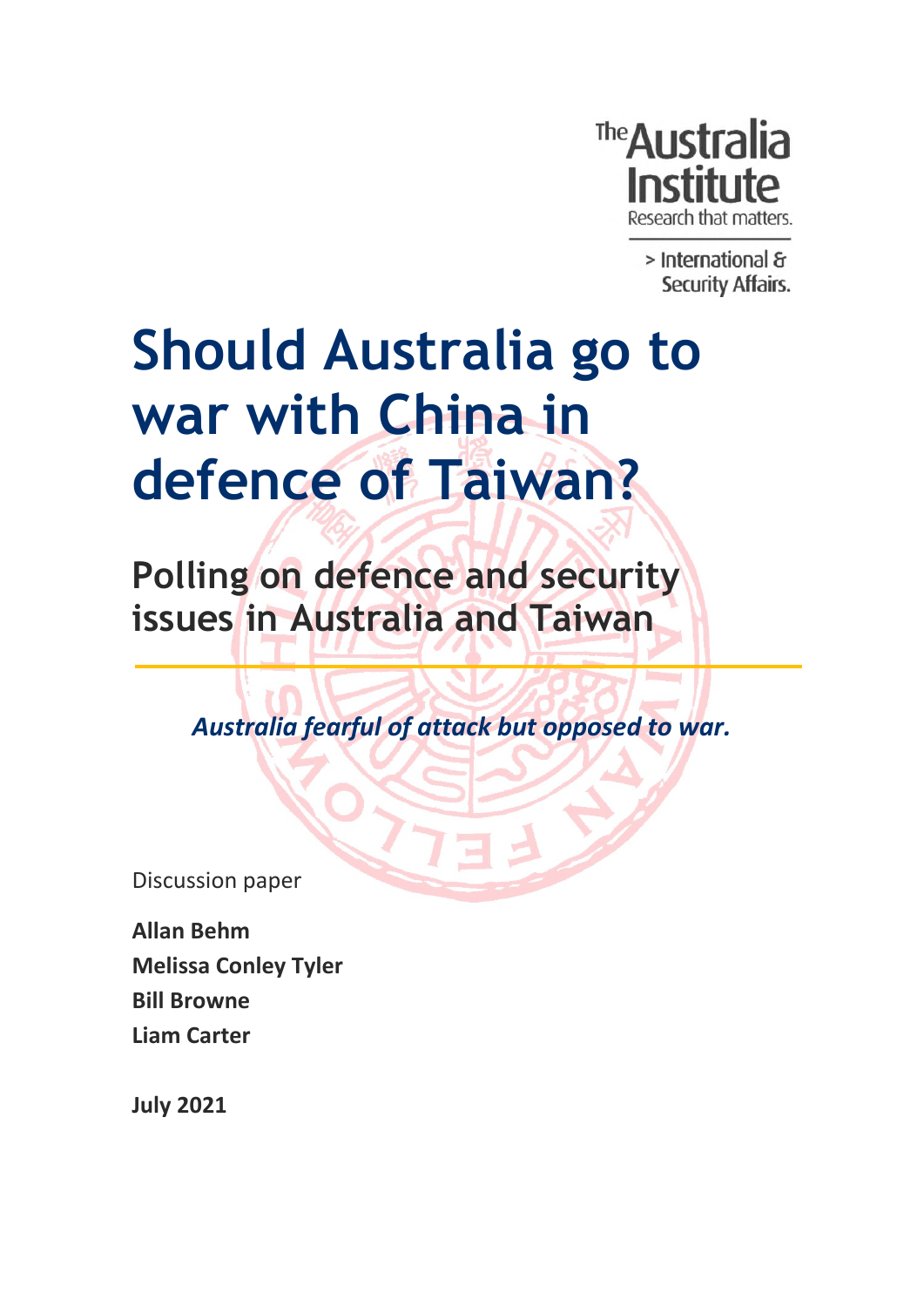The Australia Institute

Research that matters.

> International & Security Affairs.

# Should Australia go to war with China in defence of Taiwan?

## Polling on defence and security issues in Australia and Taiwan

*Australia fearful of attack but opposed to war.*

Discussion paper

**Allan Behm**
**Melissa Conley Tyler**
**Bill Browne**
**Liam Carter**

**July 2021**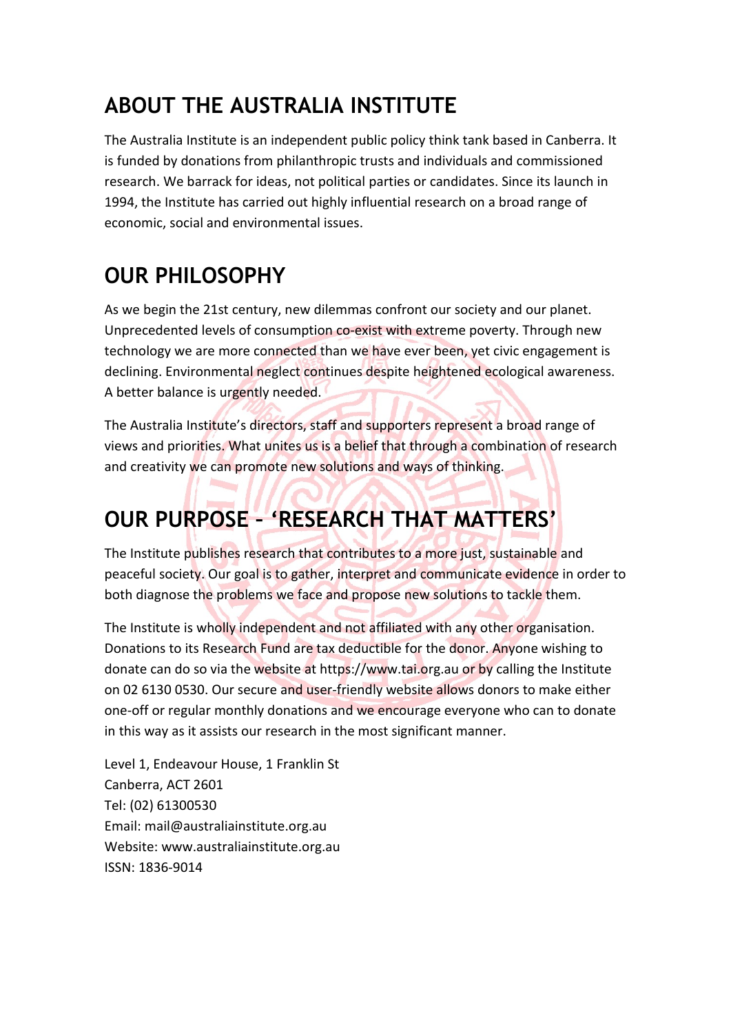# ABOUT THE AUSTRALIA INSTITUTE

The Australia Institute is an independent public policy think tank based in Canberra. It is funded by donations from philanthropic trusts and individuals and commissioned research. We barrack for ideas, not political parties or candidates. Since its launch in 1994, the Institute has carried out highly influential research on a broad range of economic, social and environmental issues.

# OUR PHILOSOPHY

As we begin the 21st century, new dilemmas confront our society and our planet. Unprecedented levels of consumption co-exist with extreme poverty. Through new technology we are more connected than we have ever been, yet civic engagement is declining. Environmental neglect continues despite heightened ecological awareness. A better balance is urgently needed.

The Australia Institute's directors, staff and supporters represent a broad range of views and priorities. What unites us is a belief that through a combination of research and creativity we can promote new solutions and ways of thinking.

# OUR PURPOSE – 'RESEARCH THAT MATTERS'

The Institute publishes research that contributes to a more just, sustainable and peaceful society. Our goal is to gather, interpret and communicate evidence in order to both diagnose the problems we face and propose new solutions to tackle them.

The Institute is wholly independent and not affiliated with any other organisation. Donations to its Research Fund are tax deductible for the donor. Anyone wishing to donate can do so via the website at https://www.tai.org.au or by calling the Institute on 02 6130 0530. Our secure and user-friendly website allows donors to make either one-off or regular monthly donations and we encourage everyone who can to donate in this way as it assists our research in the most significant manner.

Level 1, Endeavour House, 1 Franklin St
Canberra, ACT 2601
Tel: (02) 61300530
Email: mail@australiainstitute.org.au
Website: www.australiainstitute.org.au
ISSN: 1836-9014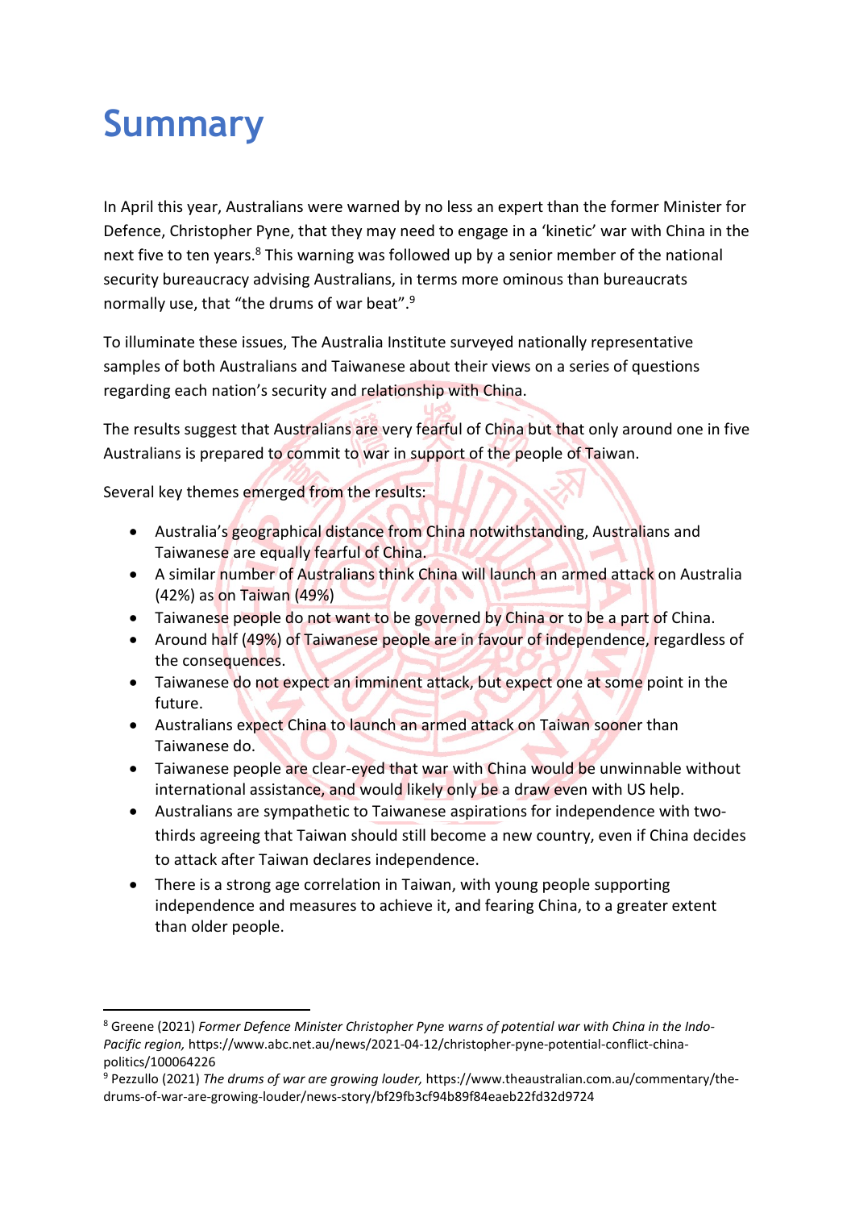# Summary

In April this year, Australians were warned by no less an expert than the former Minister for Defence, Christopher Pyne, that they may need to engage in a 'kinetic' war with China in the next five to ten years.[8] This warning was followed up by a senior member of the national security bureaucracy advising Australians, in terms more ominous than bureaucrats normally use, that "the drums of war beat".[9]

To illuminate these issues, The Australia Institute surveyed nationally representative samples of both Australians and Taiwanese about their views on a series of questions regarding each nation's security and relationship with China.

The results suggest that Australians are very fearful of China but that only around one in five Australians is prepared to commit to war in support of the people of Taiwan.

Several key themes emerged from the results:

- Australia's geographical distance from China notwithstanding, Australians and Taiwanese are equally fearful of China.
- A similar number of Australians think China will launch an armed attack on Australia (42%) as on Taiwan (49%)
- Taiwanese people do not want to be governed by China or to be a part of China.
- Around half (49%) of Taiwanese people are in favour of independence, regardless of the consequences.
- Taiwanese do not expect an imminent attack, but expect one at some point in the future.
- Australians expect China to launch an armed attack on Taiwan sooner than Taiwanese do.
- Taiwanese people are clear-eyed that war with China would be unwinnable without international assistance, and would likely only be a draw even with US help.
- Australians are sympathetic to Taiwanese aspirations for independence with two-thirds agreeing that Taiwan should still become a new country, even if China decides to attack after Taiwan declares independence.
- There is a strong age correlation in Taiwan, with young people supporting independence and measures to achieve it, and fearing China, to a greater extent than older people.

---

[8] Greene (2021) *Former Defence Minister Christopher Pyne warns of potential war with China in the Indo-Pacific region,* https://www.abc.net.au/news/2021-04-12/christopher-pyne-potential-conflict-china-politics/100064226

[9] Pezzullo (2021) *The drums of war are growing louder,* https://www.theaustralian.com.au/commentary/the-drums-of-war-are-growing-louder/news-story/bf29fb3cf94b89f84eaeb22fd32d9724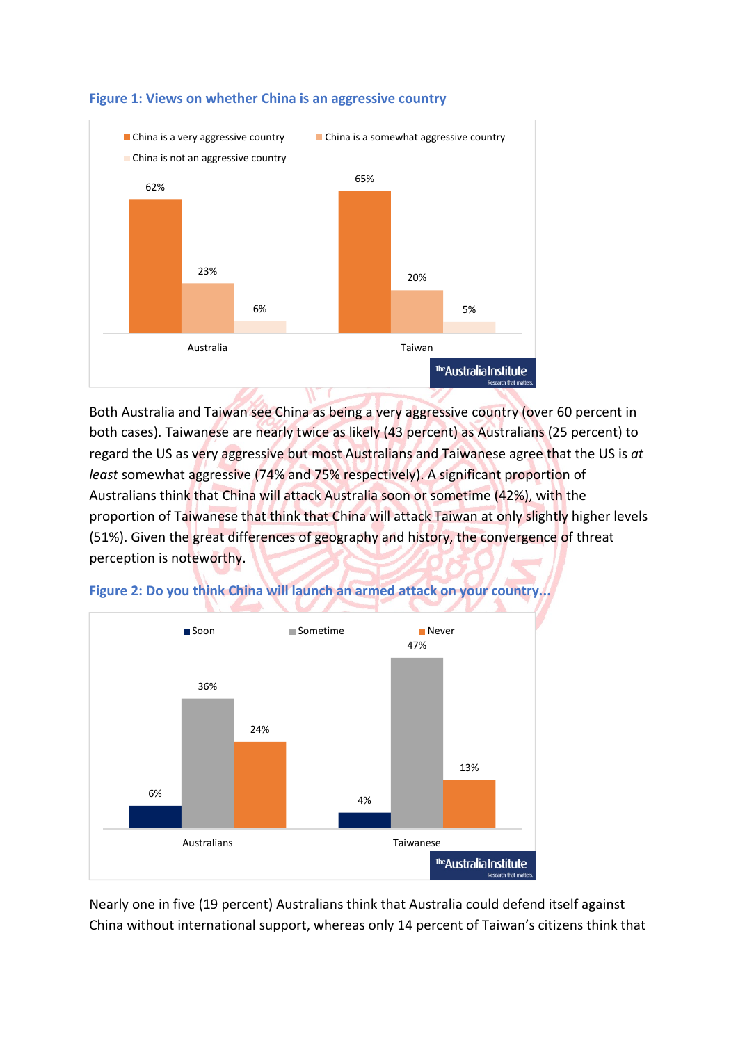**Figure 1: Views on whether China is an aggressive country**

| | China is a very aggressive country | China is a somewhat aggressive country | China is not an aggressive country |
|---|---|---|---|
| Australia | 62% | 23% | 6% |
| Taiwan | 65% | 20% | 5% |

Both Australia and Taiwan see China as being a very aggressive country (over 60 percent in both cases). Taiwanese are nearly twice as likely (43 percent) as Australians (25 percent) to regard the US as very aggressive but most Australians and Taiwanese agree that the US is *at least* somewhat aggressive (74% and 75% respectively). A significant proportion of Australians think that China will attack Australia soon or sometime (42%), with the proportion of Taiwanese that think that China will attack Taiwan at only slightly higher levels (51%). Given the great differences of geography and history, the convergence of threat perception is noteworthy.

**Figure 2: Do you think China will launch an armed attack on your country...**

| | Soon | Sometime | Never |
|---|---|---|---|
| Australians | 6% | 36% | 24% |
| Taiwanese | 4% | 47% | 13% |

Nearly one in five (19 percent) Australians think that Australia could defend itself against China without international support, whereas only 14 percent of Taiwan's citizens think that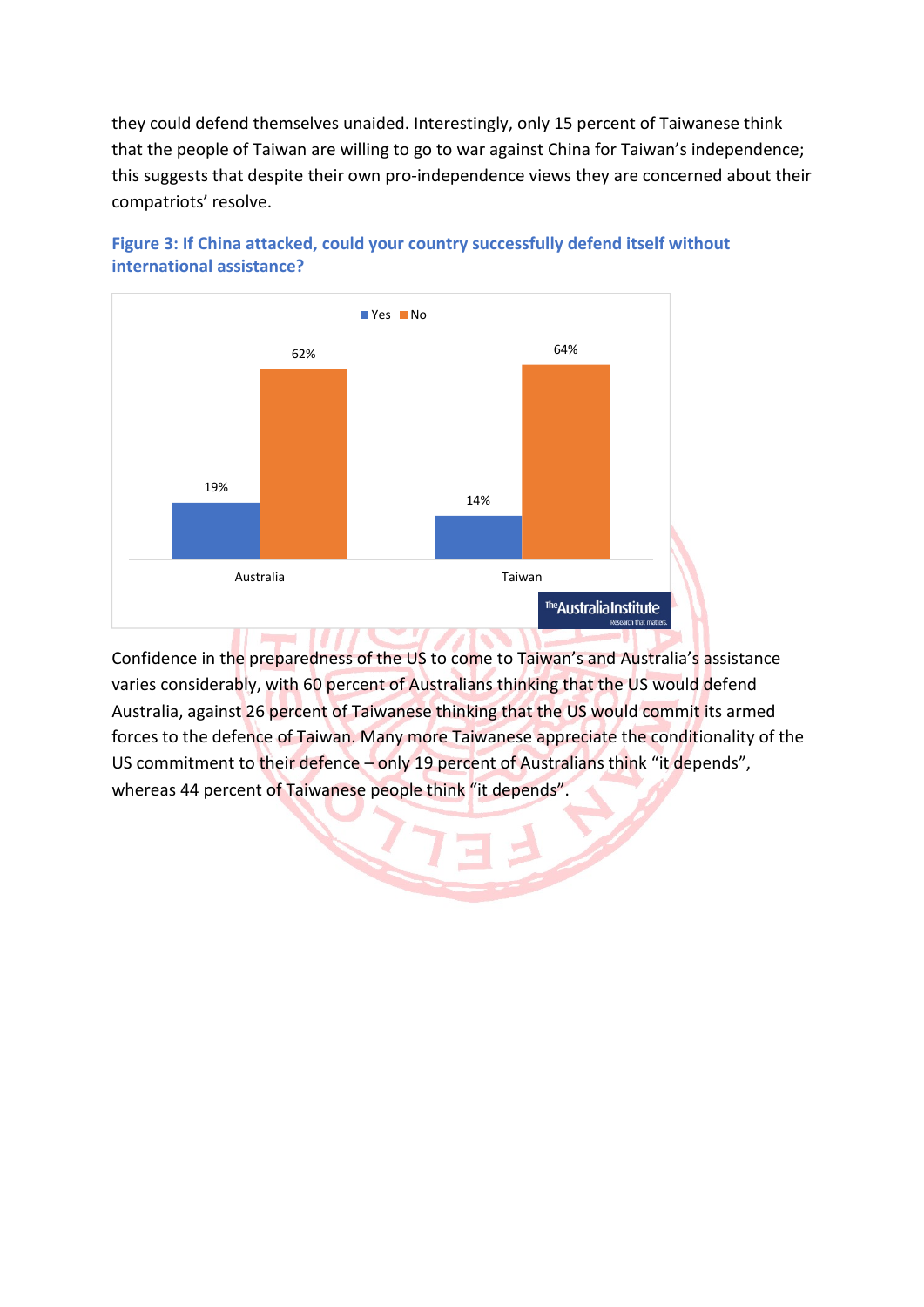they could defend themselves unaided. Interestingly, only 15 percent of Taiwanese think that the people of Taiwan are willing to go to war against China for Taiwan's independence; this suggests that despite their own pro-independence views they are concerned about their compatriots' resolve.

**Figure 3: If China attacked, could your country successfully defend itself without international assistance?**

| | Yes | No |
|---|---|---|
| Australia | 19% | 62% |
| Taiwan | 14% | 64% |

Confidence in the preparedness of the US to come to Taiwan's and Australia's assistance varies considerably, with 60 percent of Australians thinking that the US would defend Australia, against 26 percent of Taiwanese thinking that the US would commit its armed forces to the defence of Taiwan. Many more Taiwanese appreciate the conditionality of the US commitment to their defence – only 19 percent of Australians think "it depends", whereas 44 percent of Taiwanese people think "it depends".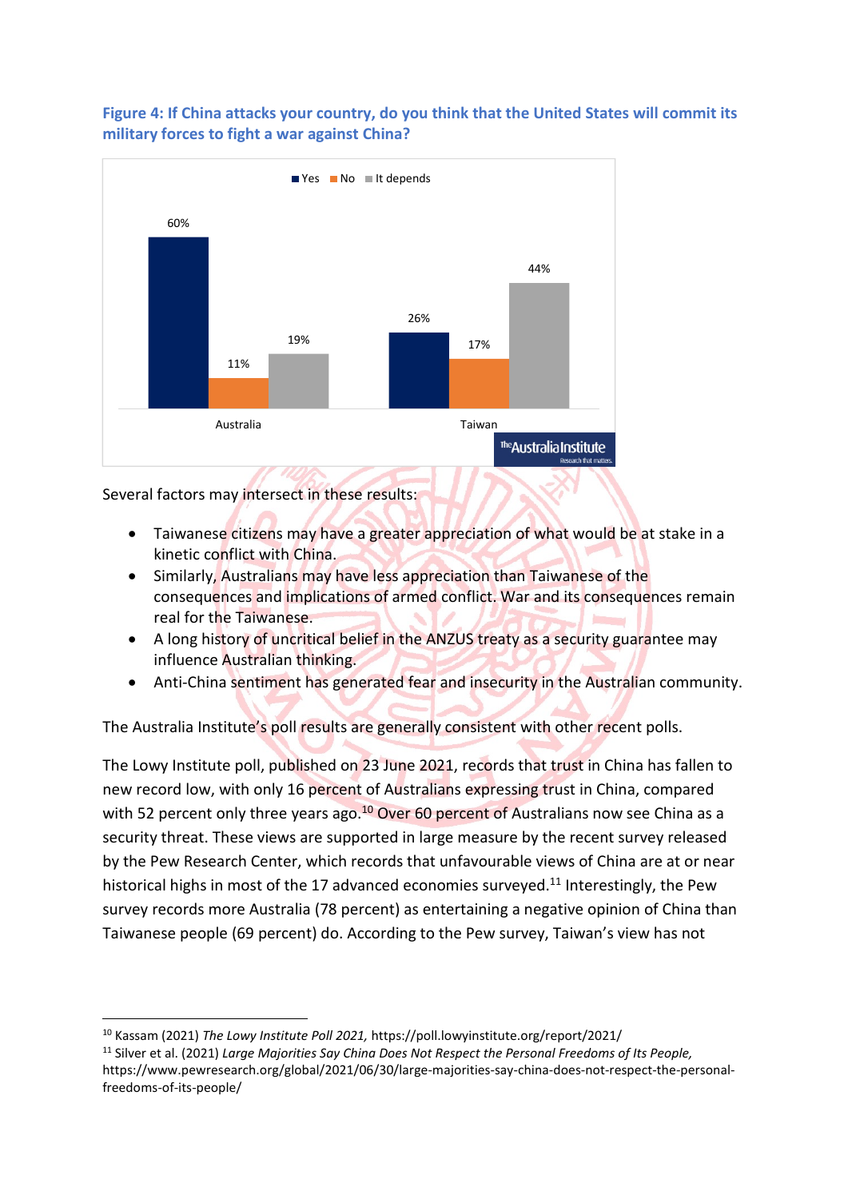**Figure 4: If China attacks your country, do you think that the United States will commit its military forces to fight a war against China?**

| | Yes | No | It depends |
|---|---|---|---|
| Australia | 60% | 11% | 19% |
| Taiwan | 26% | 17% | 44% |

Several factors may intersect in these results:

- Taiwanese citizens may have a greater appreciation of what would be at stake in a kinetic conflict with China.
- Similarly, Australians may have less appreciation than Taiwanese of the consequences and implications of armed conflict. War and its consequences remain real for the Taiwanese.
- A long history of uncritical belief in the ANZUS treaty as a security guarantee may influence Australian thinking.
- Anti-China sentiment has generated fear and insecurity in the Australian community.

The Australia Institute's poll results are generally consistent with other recent polls.

The Lowy Institute poll, published on 23 June 2021, records that trust in China has fallen to new record low, with only 16 percent of Australians expressing trust in China, compared with 52 percent only three years ago.[10] Over 60 percent of Australians now see China as a security threat. These views are supported in large measure by the recent survey released by the Pew Research Center, which records that unfavourable views of China are at or near historical highs in most of the 17 advanced economies surveyed.[11] Interestingly, the Pew survey records more Australia (78 percent) as entertaining a negative opinion of China than Taiwanese people (69 percent) do. According to the Pew survey, Taiwan's view has not

---

[10] Kassam (2021) *The Lowy Institute Poll 2021,* https://poll.lowyinstitute.org/report/2021/

[11] Silver et al. (2021) *Large Majorities Say China Does Not Respect the Personal Freedoms of Its People,* https://www.pewresearch.org/global/2021/06/30/large-majorities-say-china-does-not-respect-the-personal-freedoms-of-its-people/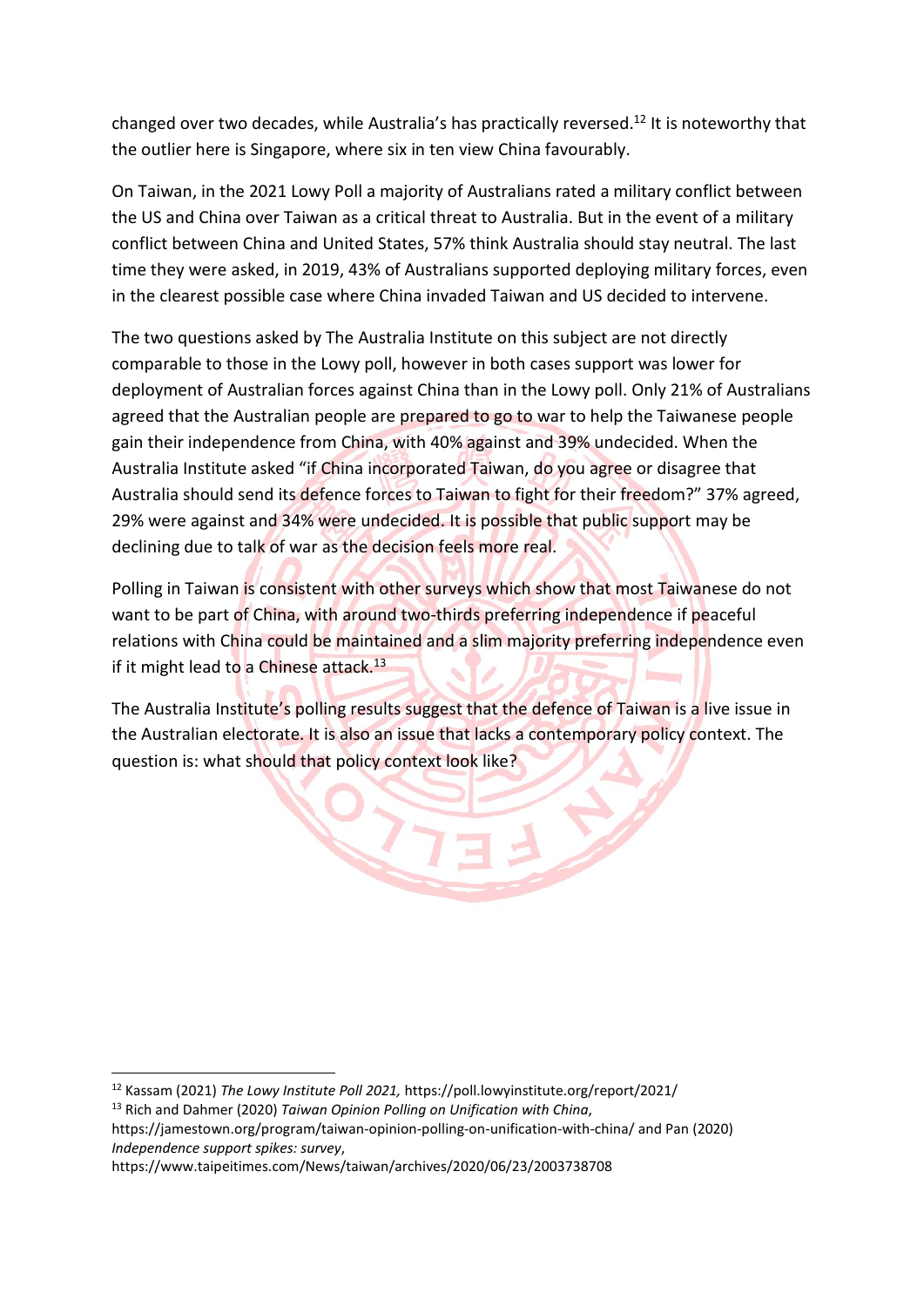changed over two decades, while Australia's has practically reversed.[12] It is noteworthy that the outlier here is Singapore, where six in ten view China favourably.

On Taiwan, in the 2021 Lowy Poll a majority of Australians rated a military conflict between the US and China over Taiwan as a critical threat to Australia. But in the event of a military conflict between China and United States, 57% think Australia should stay neutral. The last time they were asked, in 2019, 43% of Australians supported deploying military forces, even in the clearest possible case where China invaded Taiwan and US decided to intervene.

The two questions asked by The Australia Institute on this subject are not directly comparable to those in the Lowy poll, however in both cases support was lower for deployment of Australian forces against China than in the Lowy poll. Only 21% of Australians agreed that the Australian people are prepared to go to war to help the Taiwanese people gain their independence from China, with 40% against and 39% undecided. When the Australia Institute asked "if China incorporated Taiwan, do you agree or disagree that Australia should send its defence forces to Taiwan to fight for their freedom?" 37% agreed, 29% were against and 34% were undecided. It is possible that public support may be declining due to talk of war as the decision feels more real.

Polling in Taiwan is consistent with other surveys which show that most Taiwanese do not want to be part of China, with around two-thirds preferring independence if peaceful relations with China could be maintained and a slim majority preferring independence even if it might lead to a Chinese attack.[13]

The Australia Institute's polling results suggest that the defence of Taiwan is a live issue in the Australian electorate. It is also an issue that lacks a contemporary policy context. The question is: what should that policy context look like?

---

[12] Kassam (2021) *The Lowy Institute Poll 2021,* https://poll.lowyinstitute.org/report/2021/

[13] Rich and Dahmer (2020) *Taiwan Opinion Polling on Unification with China*, https://jamestown.org/program/taiwan-opinion-polling-on-unification-with-china/ and Pan (2020) *Independence support spikes: survey*, https://www.taipeitimes.com/News/taiwan/archives/2020/06/23/2003738708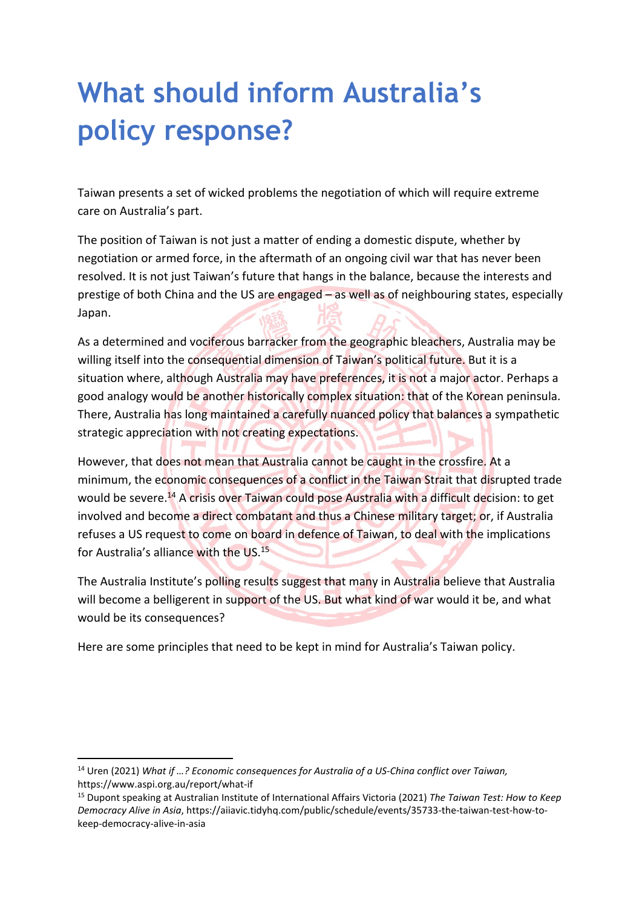# What should inform Australia's policy response?

Taiwan presents a set of wicked problems the negotiation of which will require extreme care on Australia's part.

The position of Taiwan is not just a matter of ending a domestic dispute, whether by negotiation or armed force, in the aftermath of an ongoing civil war that has never been resolved. It is not just Taiwan's future that hangs in the balance, because the interests and prestige of both China and the US are engaged – as well as of neighbouring states, especially Japan.

As a determined and vociferous barracker from the geographic bleachers, Australia may be willing itself into the consequential dimension of Taiwan's political future. But it is a situation where, although Australia may have preferences, it is not a major actor. Perhaps a good analogy would be another historically complex situation: that of the Korean peninsula. There, Australia has long maintained a carefully nuanced policy that balances a sympathetic strategic appreciation with not creating expectations.

However, that does not mean that Australia cannot be caught in the crossfire. At a minimum, the economic consequences of a conflict in the Taiwan Strait that disrupted trade would be severe.[14] A crisis over Taiwan could pose Australia with a difficult decision: to get involved and become a direct combatant and thus a Chinese military target; or, if Australia refuses a US request to come on board in defence of Taiwan, to deal with the implications for Australia's alliance with the US.[15]

The Australia Institute's polling results suggest that many in Australia believe that Australia will become a belligerent in support of the US. But what kind of war would it be, and what would be its consequences?

Here are some principles that need to be kept in mind for Australia's Taiwan policy.

---

[14] Uren (2021) *What if …? Economic consequences for Australia of a US-China conflict over Taiwan,* https://www.aspi.org.au/report/what-if

[15] Dupont speaking at Australian Institute of International Affairs Victoria (2021) *The Taiwan Test: How to Keep Democracy Alive in Asia*, https://aiiavic.tidyhq.com/public/schedule/events/35733-the-taiwan-test-how-to-keep-democracy-alive-in-asia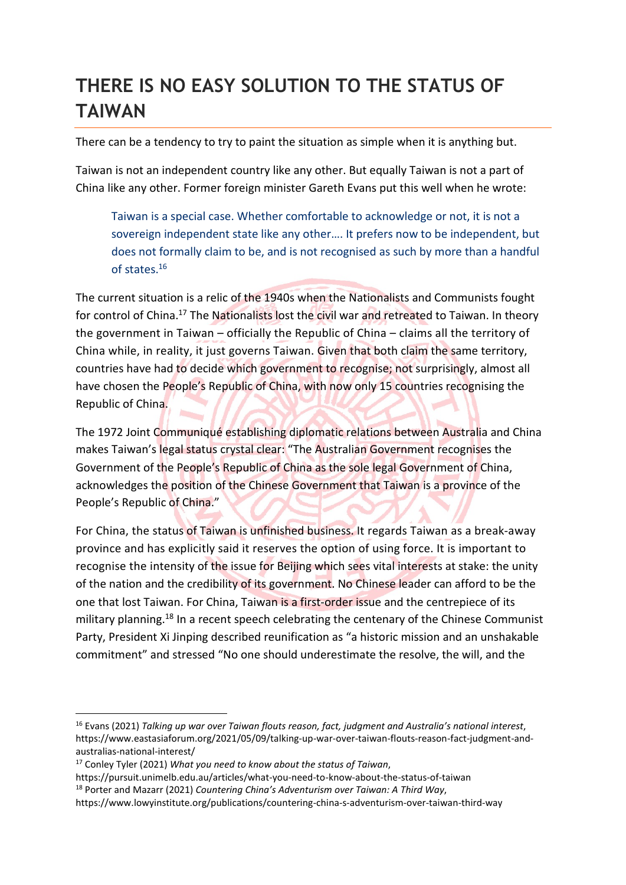# THERE IS NO EASY SOLUTION TO THE STATUS OF TAIWAN

There can be a tendency to try to paint the situation as simple when it is anything but.

Taiwan is not an independent country like any other. But equally Taiwan is not a part of China like any other. Former foreign minister Gareth Evans put this well when he wrote:

> Taiwan is a special case. Whether comfortable to acknowledge or not, it is not a sovereign independent state like any other…. It prefers now to be independent, but does not formally claim to be, and is not recognised as such by more than a handful of states.[16]

The current situation is a relic of the 1940s when the Nationalists and Communists fought for control of China.[17] The Nationalists lost the civil war and retreated to Taiwan. In theory the government in Taiwan – officially the Republic of China – claims all the territory of China while, in reality, it just governs Taiwan. Given that both claim the same territory, countries have had to decide which government to recognise; not surprisingly, almost all have chosen the People's Republic of China, with now only 15 countries recognising the Republic of China.

The 1972 Joint Communiqué establishing diplomatic relations between Australia and China makes Taiwan's legal status crystal clear: "The Australian Government recognises the Government of the People's Republic of China as the sole legal Government of China, acknowledges the position of the Chinese Government that Taiwan is a province of the People's Republic of China."

For China, the status of Taiwan is unfinished business. It regards Taiwan as a break-away province and has explicitly said it reserves the option of using force. It is important to recognise the intensity of the issue for Beijing which sees vital interests at stake: the unity of the nation and the credibility of its government. No Chinese leader can afford to be the one that lost Taiwan. For China, Taiwan is a first-order issue and the centrepiece of its military planning.[18] In a recent speech celebrating the centenary of the Chinese Communist Party, President Xi Jinping described reunification as "a historic mission and an unshakable commitment" and stressed "No one should underestimate the resolve, the will, and the

---

[16] Evans (2021) *Talking up war over Taiwan flouts reason, fact, judgment and Australia's national interest*, https://www.eastasiaforum.org/2021/05/09/talking-up-war-over-taiwan-flouts-reason-fact-judgment-and-australias-national-interest/

[17] Conley Tyler (2021) *What you need to know about the status of Taiwan*, https://pursuit.unimelb.edu.au/articles/what-you-need-to-know-about-the-status-of-taiwan

[18] Porter and Mazarr (2021) *Countering China's Adventurism over Taiwan: A Third Way*, https://www.lowyinstitute.org/publications/countering-china-s-adventurism-over-taiwan-third-way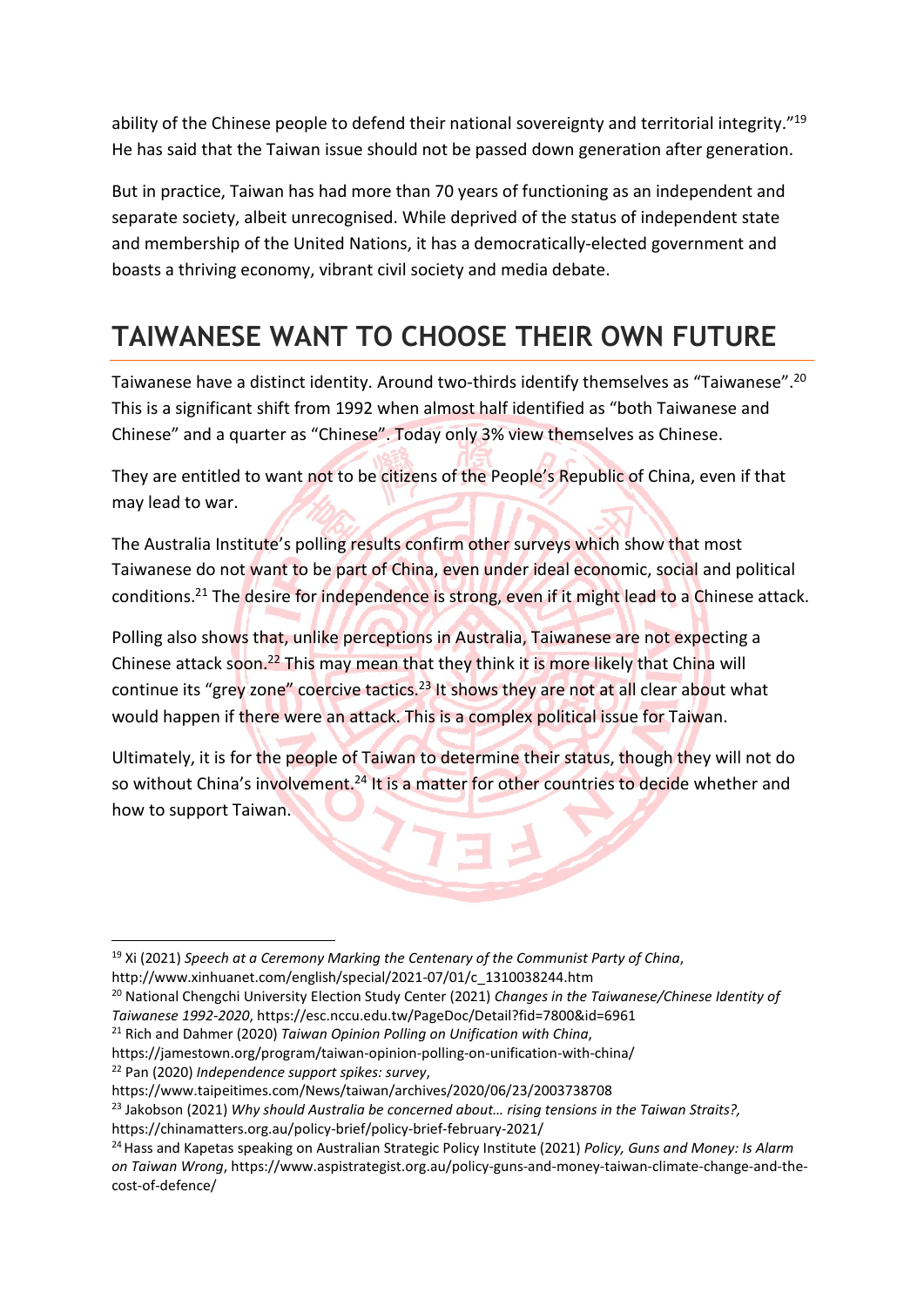ability of the Chinese people to defend their national sovereignty and territorial integrity."[19] He has said that the Taiwan issue should not be passed down generation after generation.

But in practice, Taiwan has had more than 70 years of functioning as an independent and separate society, albeit unrecognised. While deprived of the status of independent state and membership of the United Nations, it has a democratically-elected government and boasts a thriving economy, vibrant civil society and media debate.

## TAIWANESE WANT TO CHOOSE THEIR OWN FUTURE

Taiwanese have a distinct identity. Around two-thirds identify themselves as "Taiwanese".[20] This is a significant shift from 1992 when almost half identified as "both Taiwanese and Chinese" and a quarter as "Chinese". Today only 3% view themselves as Chinese.

They are entitled to want not to be citizens of the People's Republic of China, even if that may lead to war.

The Australia Institute's polling results confirm other surveys which show that most Taiwanese do not want to be part of China, even under ideal economic, social and political conditions.[21] The desire for independence is strong, even if it might lead to a Chinese attack.

Polling also shows that, unlike perceptions in Australia, Taiwanese are not expecting a Chinese attack soon.[22] This may mean that they think it is more likely that China will continue its "grey zone" coercive tactics.[23] It shows they are not at all clear about what would happen if there were an attack. This is a complex political issue for Taiwan.

Ultimately, it is for the people of Taiwan to determine their status, though they will not do so without China's involvement.[24] It is a matter for other countries to decide whether and how to support Taiwan.

---

[19] Xi (2021) *Speech at a Ceremony Marking the Centenary of the Communist Party of China*, http://www.xinhuanet.com/english/special/2021-07/01/c_1310038244.htm

[20] National Chengchi University Election Study Center (2021) *Changes in the Taiwanese/Chinese Identity of Taiwanese 1992-2020*, https://esc.nccu.edu.tw/PageDoc/Detail?fid=7800&id=6961

[21] Rich and Dahmer (2020) *Taiwan Opinion Polling on Unification with China*, https://jamestown.org/program/taiwan-opinion-polling-on-unification-with-china/

[22] Pan (2020) *Independence support spikes: survey*, https://www.taipeitimes.com/News/taiwan/archives/2020/06/23/2003738708

[23] Jakobson (2021) *Why should Australia be concerned about… rising tensions in the Taiwan Straits?*, https://chinamatters.org.au/policy-brief/policy-brief-february-2021/

[24] Hass and Kapetas speaking on Australian Strategic Policy Institute (2021) *Policy, Guns and Money: Is Alarm on Taiwan Wrong*, https://www.aspistrategist.org.au/policy-guns-and-money-taiwan-climate-change-and-the-cost-of-defence/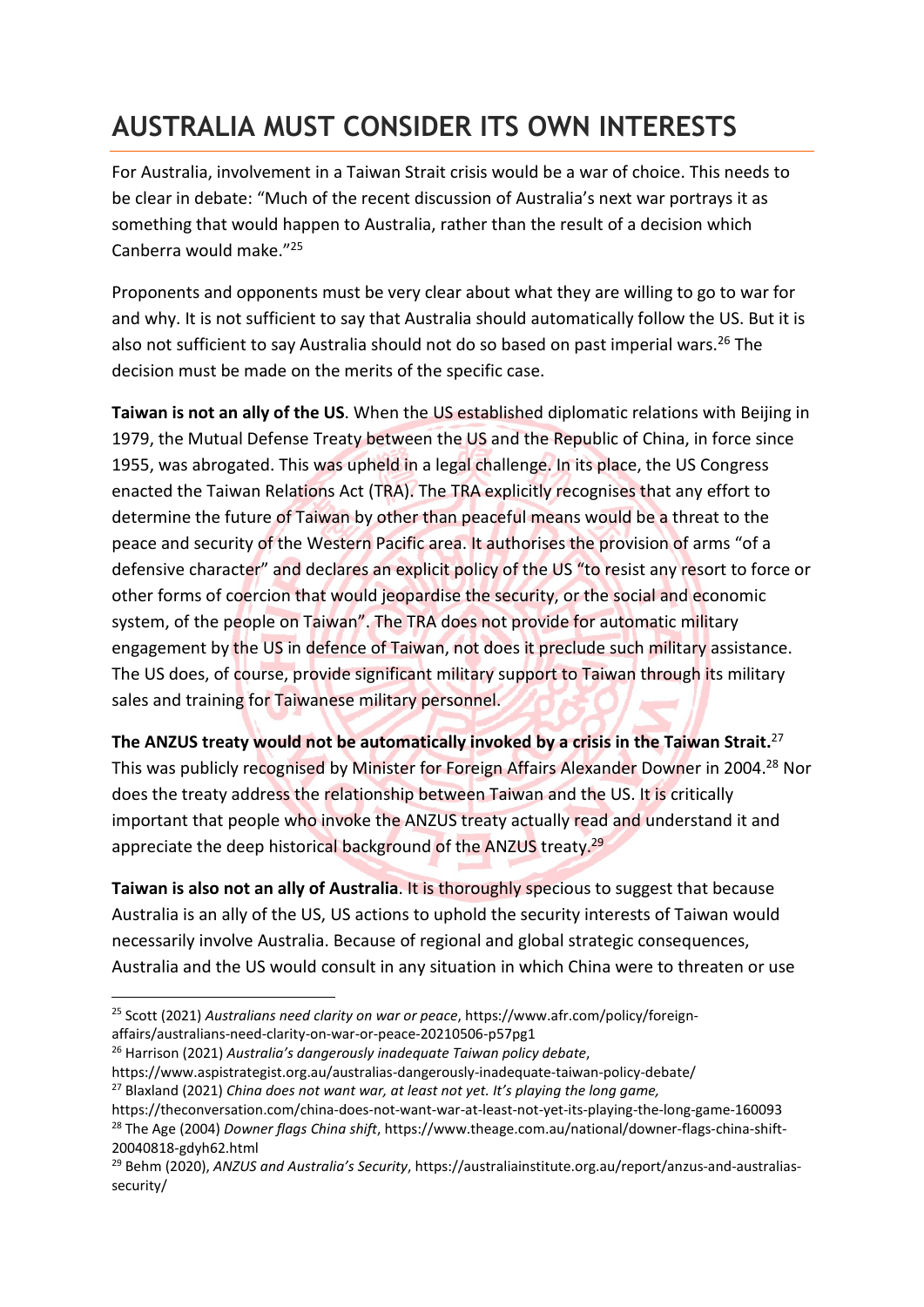# AUSTRALIA MUST CONSIDER ITS OWN INTERESTS

For Australia, involvement in a Taiwan Strait crisis would be a war of choice. This needs to be clear in debate: "Much of the recent discussion of Australia's next war portrays it as something that would happen to Australia, rather than the result of a decision which Canberra would make."[25]

Proponents and opponents must be very clear about what they are willing to go to war for and why. It is not sufficient to say that Australia should automatically follow the US. But it is also not sufficient to say Australia should not do so based on past imperial wars.[26] The decision must be made on the merits of the specific case.

**Taiwan is not an ally of the US**. When the US established diplomatic relations with Beijing in 1979, the Mutual Defense Treaty between the US and the Republic of China, in force since 1955, was abrogated. This was upheld in a legal challenge. In its place, the US Congress enacted the Taiwan Relations Act (TRA). The TRA explicitly recognises that any effort to determine the future of Taiwan by other than peaceful means would be a threat to the peace and security of the Western Pacific area. It authorises the provision of arms "of a defensive character" and declares an explicit policy of the US "to resist any resort to force or other forms of coercion that would jeopardise the security, or the social and economic system, of the people on Taiwan". The TRA does not provide for automatic military engagement by the US in defence of Taiwan, not does it preclude such military assistance. The US does, of course, provide significant military support to Taiwan through its military sales and training for Taiwanese military personnel.

**The ANZUS treaty would not be automatically invoked by a crisis in the Taiwan Strait.**[27] This was publicly recognised by Minister for Foreign Affairs Alexander Downer in 2004.[28] Nor does the treaty address the relationship between Taiwan and the US. It is critically important that people who invoke the ANZUS treaty actually read and understand it and appreciate the deep historical background of the ANZUS treaty.[29]

**Taiwan is also not an ally of Australia**. It is thoroughly specious to suggest that because Australia is an ally of the US, US actions to uphold the security interests of Taiwan would necessarily involve Australia. Because of regional and global strategic consequences, Australia and the US would consult in any situation in which China were to threaten or use

---

[25] Scott (2021) *Australians need clarity on war or peace*, https://www.afr.com/policy/foreign-affairs/australians-need-clarity-on-war-or-peace-20210506-p57pg1

[26] Harrison (2021) *Australia's dangerously inadequate Taiwan policy debate*, https://www.aspistrategist.org.au/australias-dangerously-inadequate-taiwan-policy-debate/

[27] Blaxland (2021) *China does not want war, at least not yet. It's playing the long game,* https://theconversation.com/china-does-not-want-war-at-least-not-yet-its-playing-the-long-game-160093

[28] The Age (2004) *Downer flags China shift*, https://www.theage.com.au/national/downer-flags-china-shift-20040818-gdyh62.html

[29] Behm (2020), *ANZUS and Australia's Security*, https://australiainstitute.org.au/report/anzus-and-australias-security/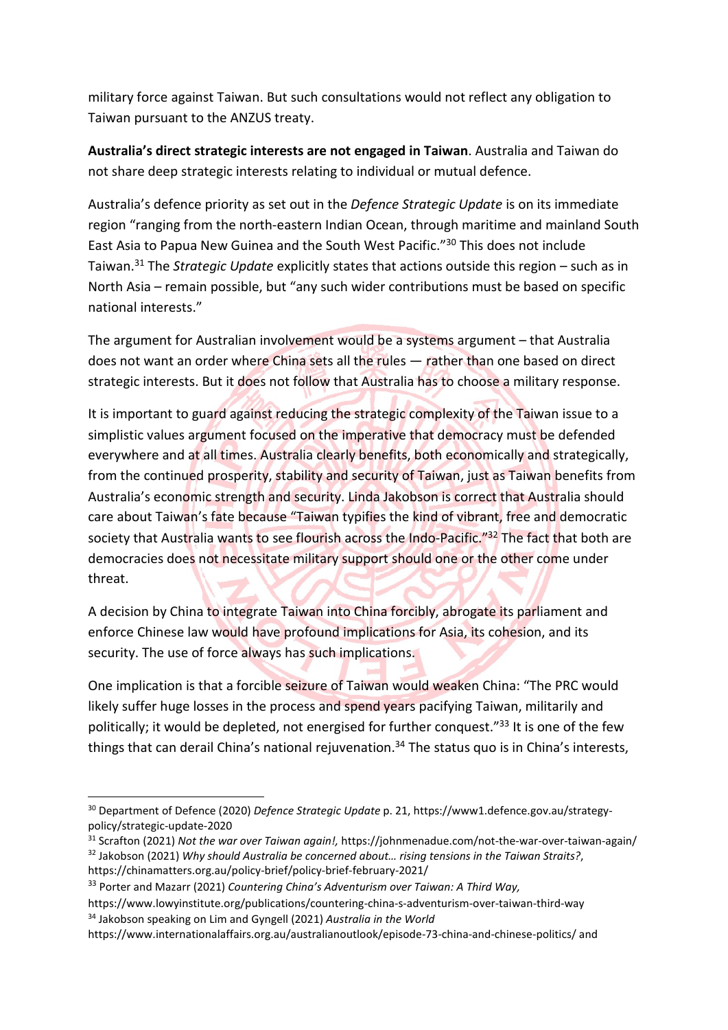military force against Taiwan. But such consultations would not reflect any obligation to Taiwan pursuant to the ANZUS treaty.

**Australia's direct strategic interests are not engaged in Taiwan**. Australia and Taiwan do not share deep strategic interests relating to individual or mutual defence.

Australia's defence priority as set out in the *Defence Strategic Update* is on its immediate region "ranging from the north-eastern Indian Ocean, through maritime and mainland South East Asia to Papua New Guinea and the South West Pacific."[30] This does not include Taiwan.[31] The *Strategic Update* explicitly states that actions outside this region – such as in North Asia – remain possible, but "any such wider contributions must be based on specific national interests."

The argument for Australian involvement would be a systems argument – that Australia does not want an order where China sets all the rules — rather than one based on direct strategic interests. But it does not follow that Australia has to choose a military response.

It is important to guard against reducing the strategic complexity of the Taiwan issue to a simplistic values argument focused on the imperative that democracy must be defended everywhere and at all times. Australia clearly benefits, both economically and strategically, from the continued prosperity, stability and security of Taiwan, just as Taiwan benefits from Australia's economic strength and security. Linda Jakobson is correct that Australia should care about Taiwan's fate because "Taiwan typifies the kind of vibrant, free and democratic society that Australia wants to see flourish across the Indo-Pacific."[32] The fact that both are democracies does not necessitate military support should one or the other come under threat.

A decision by China to integrate Taiwan into China forcibly, abrogate its parliament and enforce Chinese law would have profound implications for Asia, its cohesion, and its security. The use of force always has such implications.

One implication is that a forcible seizure of Taiwan would weaken China: "The PRC would likely suffer huge losses in the process and spend years pacifying Taiwan, militarily and politically; it would be depleted, not energised for further conquest."[33] It is one of the few things that can derail China's national rejuvenation.[34] The status quo is in China's interests,

---

[30] Department of Defence (2020) *Defence Strategic Update* p. 21, https://www1.defence.gov.au/strategy-policy/strategic-update-2020

[31] Scrafton (2021) *Not the war over Taiwan again!,* https://johnmenadue.com/not-the-war-over-taiwan-again/

[32] Jakobson (2021) *Why should Australia be concerned about… rising tensions in the Taiwan Straits?*, https://chinamatters.org.au/policy-brief/policy-brief-february-2021/

[33] Porter and Mazarr (2021) *Countering China's Adventurism over Taiwan: A Third Way,* https://www.lowyinstitute.org/publications/countering-china-s-adventurism-over-taiwan-third-way

[34] Jakobson speaking on Lim and Gyngell (2021) *Australia in the World* https://www.internationalaffairs.org.au/australianoutlook/episode-73-china-and-chinese-politics/ and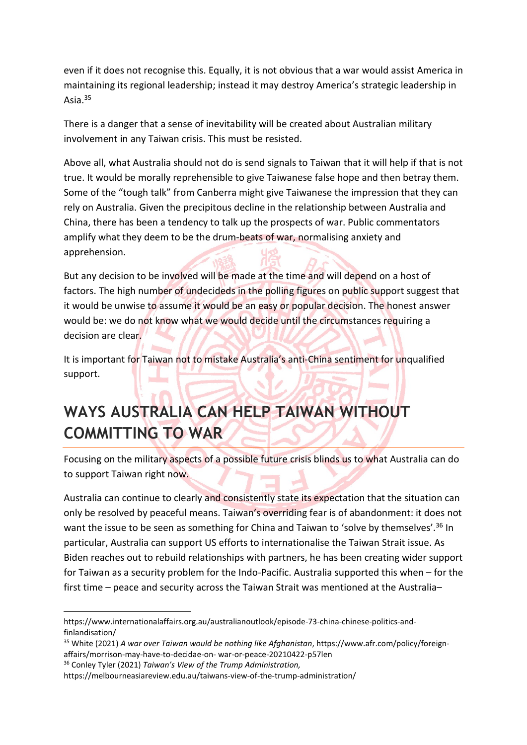even if it does not recognise this. Equally, it is not obvious that a war would assist America in maintaining its regional leadership; instead it may destroy America's strategic leadership in Asia.[35]

There is a danger that a sense of inevitability will be created about Australian military involvement in any Taiwan crisis. This must be resisted.

Above all, what Australia should not do is send signals to Taiwan that it will help if that is not true. It would be morally reprehensible to give Taiwanese false hope and then betray them. Some of the "tough talk" from Canberra might give Taiwanese the impression that they can rely on Australia. Given the precipitous decline in the relationship between Australia and China, there has been a tendency to talk up the prospects of war. Public commentators amplify what they deem to be the drum-beats of war, normalising anxiety and apprehension.

But any decision to be involved will be made at the time and will depend on a host of factors. The high number of undecideds in the polling figures on public support suggest that it would be unwise to assume it would be an easy or popular decision. The honest answer would be: we do not know what we would decide until the circumstances requiring a decision are clear.

It is important for Taiwan not to mistake Australia's anti-China sentiment for unqualified support.

## WAYS AUSTRALIA CAN HELP TAIWAN WITHOUT COMMITTING TO WAR

Focusing on the military aspects of a possible future crisis blinds us to what Australia can do to support Taiwan right now.

Australia can continue to clearly and consistently state its expectation that the situation can only be resolved by peaceful means. Taiwan's overriding fear is of abandonment: it does not want the issue to be seen as something for China and Taiwan to 'solve by themselves'.[36] In particular, Australia can support US efforts to internationalise the Taiwan Strait issue. As Biden reaches out to rebuild relationships with partners, he has been creating wider support for Taiwan as a security problem for the Indo-Pacific. Australia supported this when – for the first time – peace and security across the Taiwan Strait was mentioned at the Australia–

---

https://www.internationalaffairs.org.au/australianoutlook/episode-73-china-chinese-politics-and-finlandisation/

[35] White (2021) *A war over Taiwan would be nothing like Afghanistan*, https://www.afr.com/policy/foreign-affairs/morrison-may-have-to-decidae-on- war-or-peace-20210422-p57len

[36] Conley Tyler (2021) *Taiwan's View of the Trump Administration,* https://melbourneasiareview.edu.au/taiwans-view-of-the-trump-administration/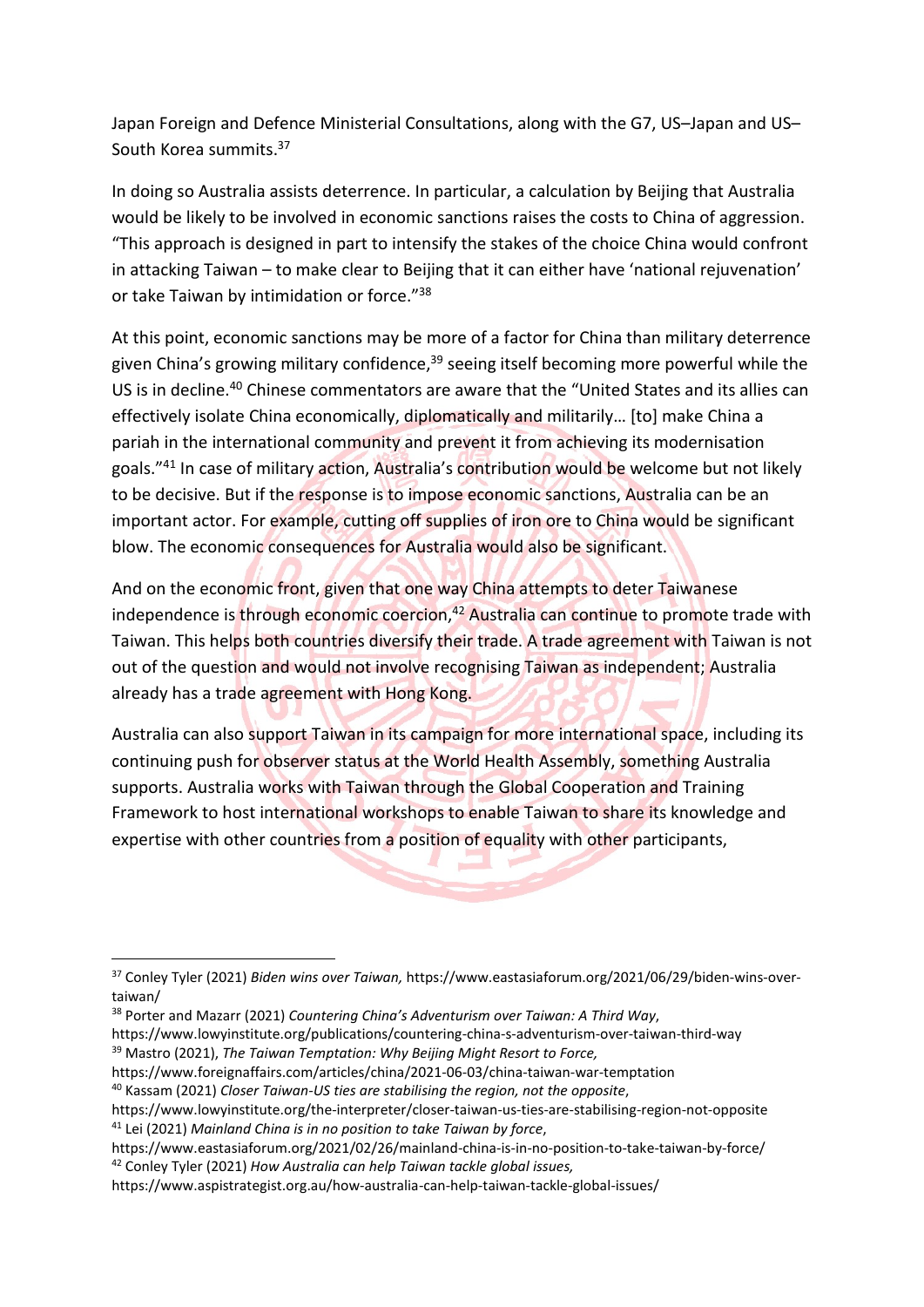Japan Foreign and Defence Ministerial Consultations, along with the G7, US–Japan and US–South Korea summits.[37]

In doing so Australia assists deterrence. In particular, a calculation by Beijing that Australia would be likely to be involved in economic sanctions raises the costs to China of aggression. "This approach is designed in part to intensify the stakes of the choice China would confront in attacking Taiwan – to make clear to Beijing that it can either have 'national rejuvenation' or take Taiwan by intimidation or force."[38]

At this point, economic sanctions may be more of a factor for China than military deterrence given China's growing military confidence,[39] seeing itself becoming more powerful while the US is in decline.[40] Chinese commentators are aware that the "United States and its allies can effectively isolate China economically, diplomatically and militarily… [to] make China a pariah in the international community and prevent it from achieving its modernisation goals."[41] In case of military action, Australia's contribution would be welcome but not likely to be decisive. But if the response is to impose economic sanctions, Australia can be an important actor. For example, cutting off supplies of iron ore to China would be significant blow. The economic consequences for Australia would also be significant.

And on the economic front, given that one way China attempts to deter Taiwanese independence is through economic coercion,[42] Australia can continue to promote trade with Taiwan. This helps both countries diversify their trade. A trade agreement with Taiwan is not out of the question and would not involve recognising Taiwan as independent; Australia already has a trade agreement with Hong Kong.

Australia can also support Taiwan in its campaign for more international space, including its continuing push for observer status at the World Health Assembly, something Australia supports. Australia works with Taiwan through the Global Cooperation and Training Framework to host international workshops to enable Taiwan to share its knowledge and expertise with other countries from a position of equality with other participants,

---

[37] Conley Tyler (2021) *Biden wins over Taiwan,* https://www.eastasiaforum.org/2021/06/29/biden-wins-over-taiwan/

[38] Porter and Mazarr (2021) *Countering China's Adventurism over Taiwan: A Third Way*, https://www.lowyinstitute.org/publications/countering-china-s-adventurism-over-taiwan-third-way

[39] Mastro (2021), *The Taiwan Temptation: Why Beijing Might Resort to Force,* https://www.foreignaffairs.com/articles/china/2021-06-03/china-taiwan-war-temptation

[40] Kassam (2021) *Closer Taiwan-US ties are stabilising the region, not the opposite*, https://www.lowyinstitute.org/the-interpreter/closer-taiwan-us-ties-are-stabilising-region-not-opposite

[41] Lei (2021) *Mainland China is in no position to take Taiwan by force*, https://www.eastasiaforum.org/2021/02/26/mainland-china-is-in-no-position-to-take-taiwan-by-force/

[42] Conley Tyler (2021) *How Australia can help Taiwan tackle global issues,* https://www.aspistrategist.org.au/how-australia-can-help-taiwan-tackle-global-issues/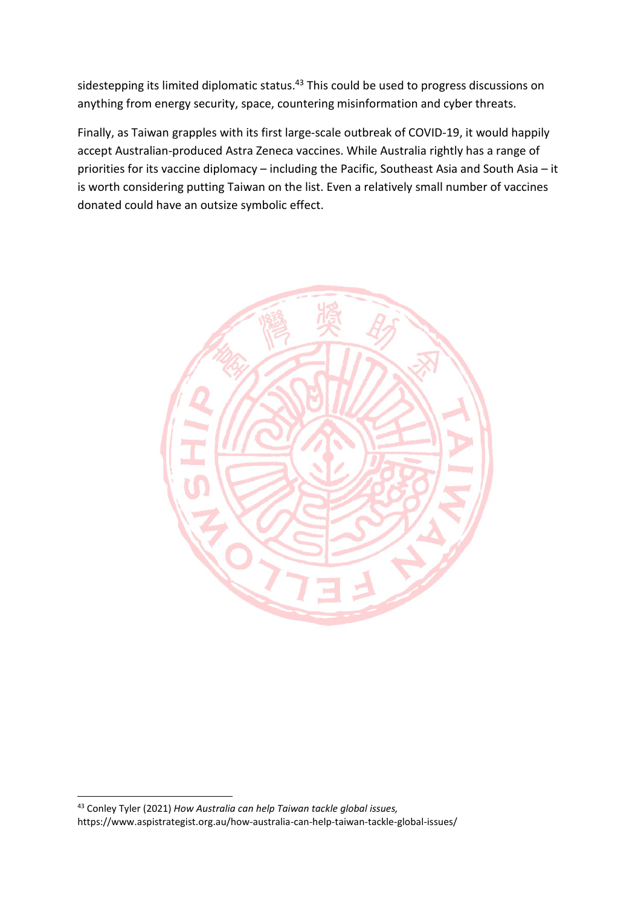sidestepping its limited diplomatic status.[43] This could be used to progress discussions on anything from energy security, space, countering misinformation and cyber threats.

Finally, as Taiwan grapples with its first large-scale outbreak of COVID-19, it would happily accept Australian-produced Astra Zeneca vaccines. While Australia rightly has a range of priorities for its vaccine diplomacy – including the Pacific, Southeast Asia and South Asia – it is worth considering putting Taiwan on the list. Even a relatively small number of vaccines donated could have an outsize symbolic effect.

---

[43] Conley Tyler (2021) *How Australia can help Taiwan tackle global issues,* https://www.aspistrategist.org.au/how-australia-can-help-taiwan-tackle-global-issues/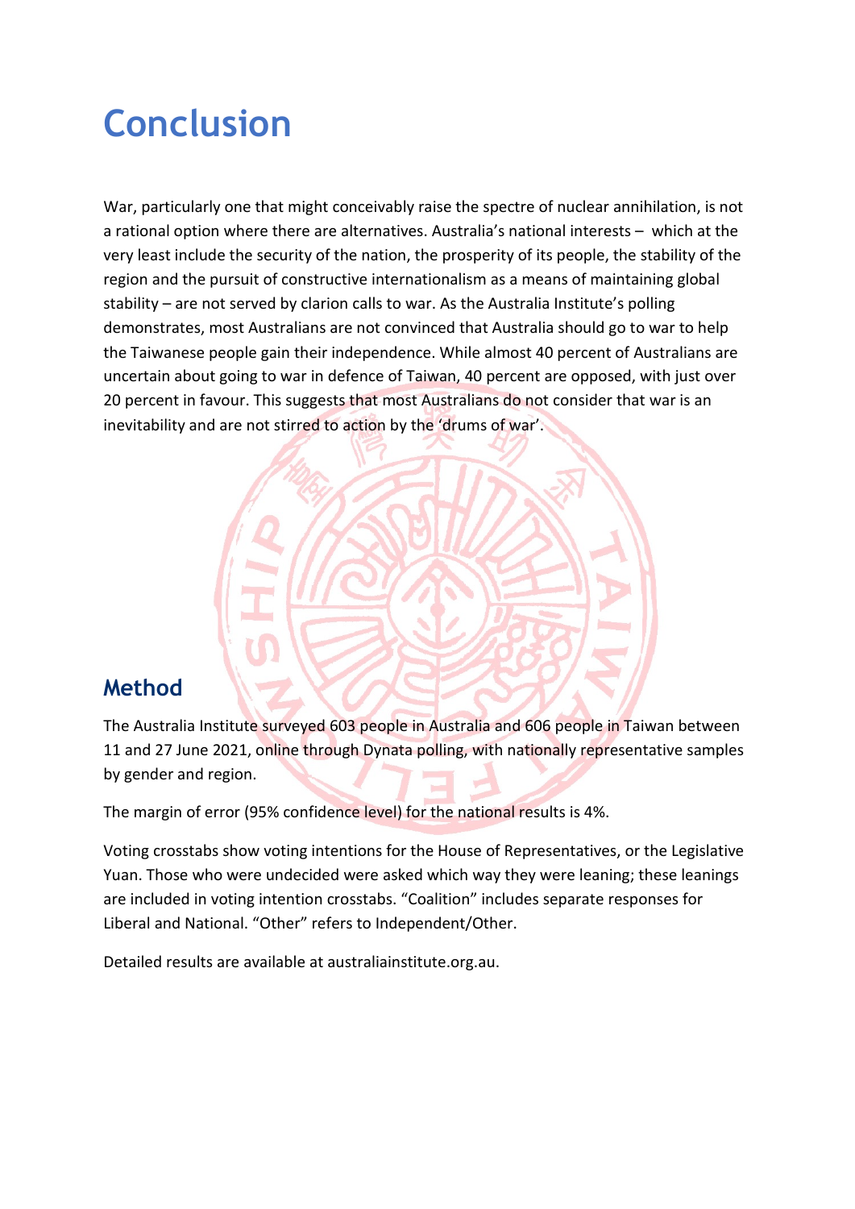# Conclusion

War, particularly one that might conceivably raise the spectre of nuclear annihilation, is not a rational option where there are alternatives. Australia's national interests – which at the very least include the security of the nation, the prosperity of its people, the stability of the region and the pursuit of constructive internationalism as a means of maintaining global stability – are not served by clarion calls to war. As the Australia Institute's polling demonstrates, most Australians are not convinced that Australia should go to war to help the Taiwanese people gain their independence. While almost 40 percent of Australians are uncertain about going to war in defence of Taiwan, 40 percent are opposed, with just over 20 percent in favour. This suggests that most Australians do not consider that war is an inevitability and are not stirred to action by the 'drums of war'.

## Method

The Australia Institute surveyed 603 people in Australia and 606 people in Taiwan between 11 and 27 June 2021, online through Dynata polling, with nationally representative samples by gender and region.

The margin of error (95% confidence level) for the national results is 4%.

Voting crosstabs show voting intentions for the House of Representatives, or the Legislative Yuan. Those who were undecided were asked which way they were leaning; these leanings are included in voting intention crosstabs. "Coalition" includes separate responses for Liberal and National. "Other" refers to Independent/Other.

Detailed results are available at australiainstitute.org.au.